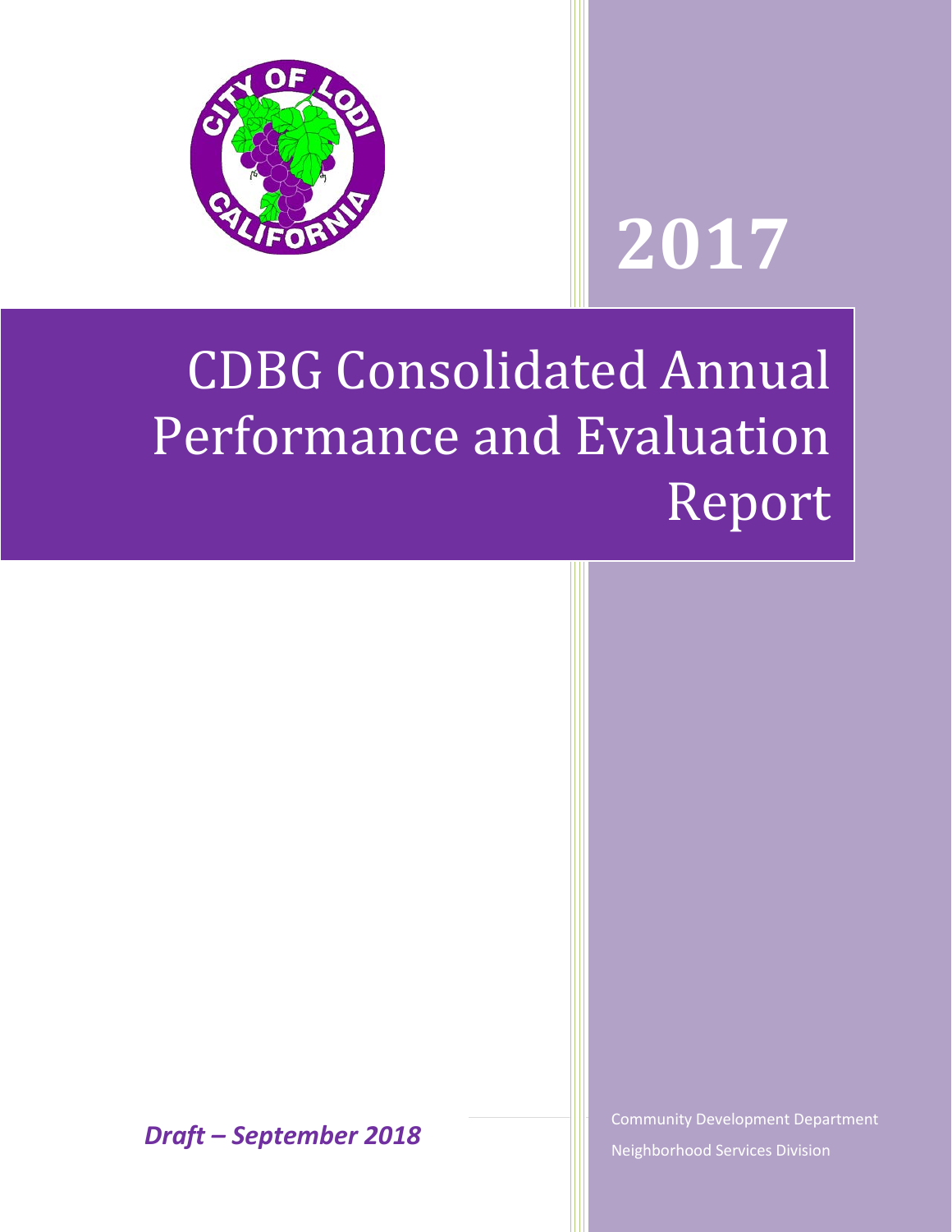# 2017

# CDBG Consolidated Annual Performance and Evaluation Report

***Draft – September 2018***

Community Development Department

Neighborhood Services Division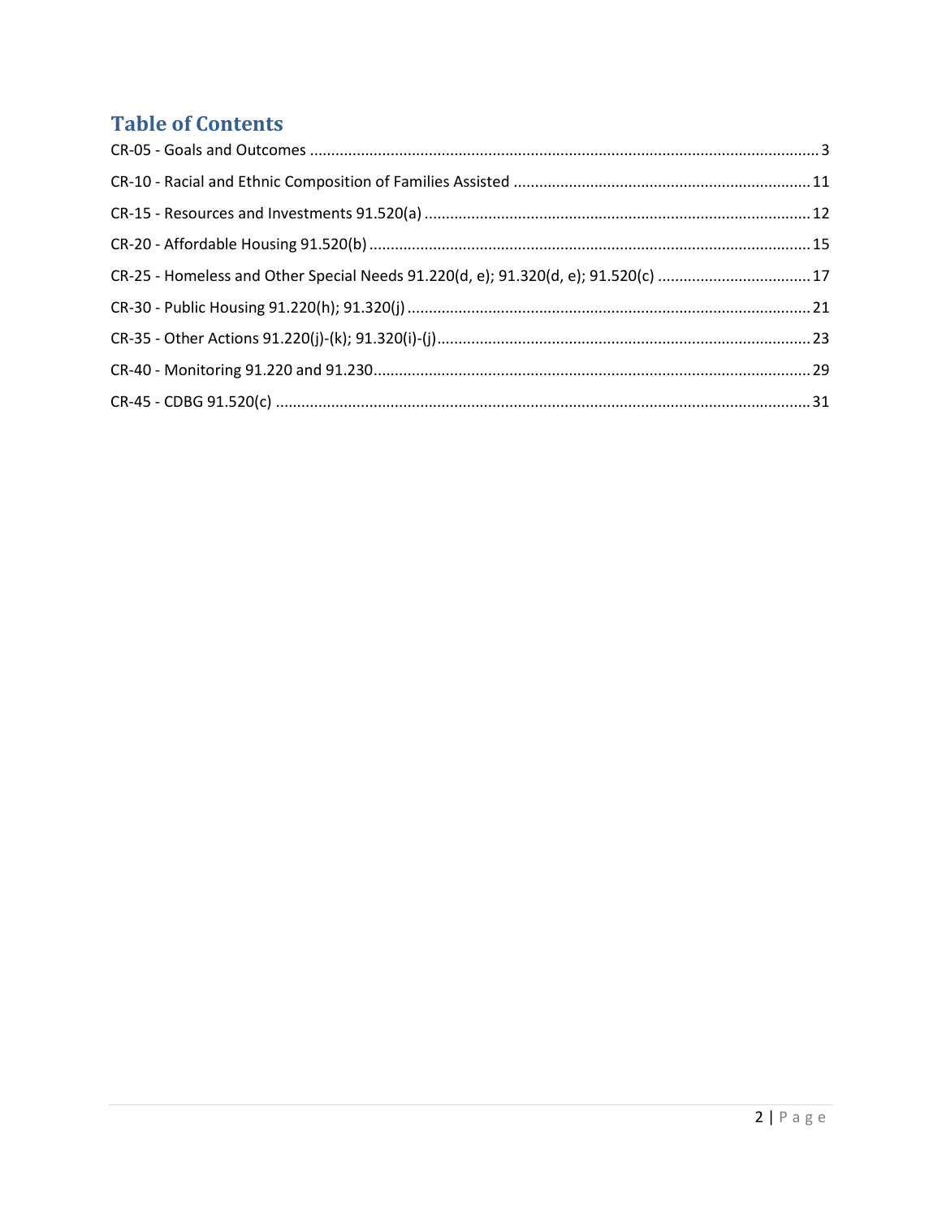# Table of Contents

CR-05 - Goals and Outcomes ........................................................ 3

CR-10 - Racial and Ethnic Composition of Families Assisted ........................................................ 11

CR-15 - Resources and Investments 91.520(a) ........................................................ 12

CR-20 - Affordable Housing 91.520(b) ........................................................ 15

CR-25 - Homeless and Other Special Needs 91.220(d, e); 91.320(d, e); 91.520(c) ........................................................ 17

CR-30 - Public Housing 91.220(h); 91.320(j) ........................................................ 21

CR-35 - Other Actions 91.220(j)-(k); 91.320(i)-(j) ........................................................ 23

CR-40 - Monitoring 91.220 and 91.230 ........................................................ 29

CR-45 - CDBG 91.520(c) ........................................................ 31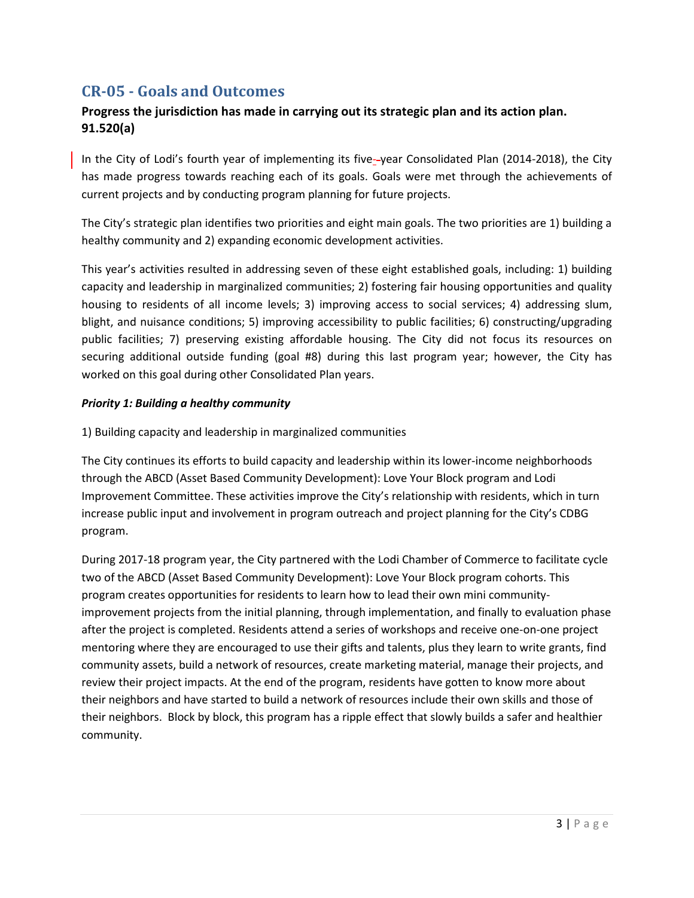## CR-05 - Goals and Outcomes

### Progress the jurisdiction has made in carrying out its strategic plan and its action plan. 91.520(a)

In the City of Lodi's fourth year of implementing its five-year Consolidated Plan (2014-2018), the City has made progress towards reaching each of its goals. Goals were met through the achievements of current projects and by conducting program planning for future projects.

The City's strategic plan identifies two priorities and eight main goals. The two priorities are 1) building a healthy community and 2) expanding economic development activities.

This year's activities resulted in addressing seven of these eight established goals, including: 1) building capacity and leadership in marginalized communities; 2) fostering fair housing opportunities and quality housing to residents of all income levels; 3) improving access to social services; 4) addressing slum, blight, and nuisance conditions; 5) improving accessibility to public facilities; 6) constructing/upgrading public facilities; 7) preserving existing affordable housing. The City did not focus its resources on securing additional outside funding (goal #8) during this last program year; however, the City has worked on this goal during other Consolidated Plan years.

***Priority 1: Building a healthy community***

1) Building capacity and leadership in marginalized communities

The City continues its efforts to build capacity and leadership within its lower-income neighborhoods through the ABCD (Asset Based Community Development): Love Your Block program and Lodi Improvement Committee. These activities improve the City's relationship with residents, which in turn increase public input and involvement in program outreach and project planning for the City's CDBG program.

During 2017-18 program year, the City partnered with the Lodi Chamber of Commerce to facilitate cycle two of the ABCD (Asset Based Community Development): Love Your Block program cohorts. This program creates opportunities for residents to learn how to lead their own mini community-improvement projects from the initial planning, through implementation, and finally to evaluation phase after the project is completed. Residents attend a series of workshops and receive one-on-one project mentoring where they are encouraged to use their gifts and talents, plus they learn to write grants, find community assets, build a network of resources, create marketing material, manage their projects, and review their project impacts. At the end of the program, residents have gotten to know more about their neighbors and have started to build a network of resources include their own skills and those of their neighbors. Block by block, this program has a ripple effect that slowly builds a safer and healthier community.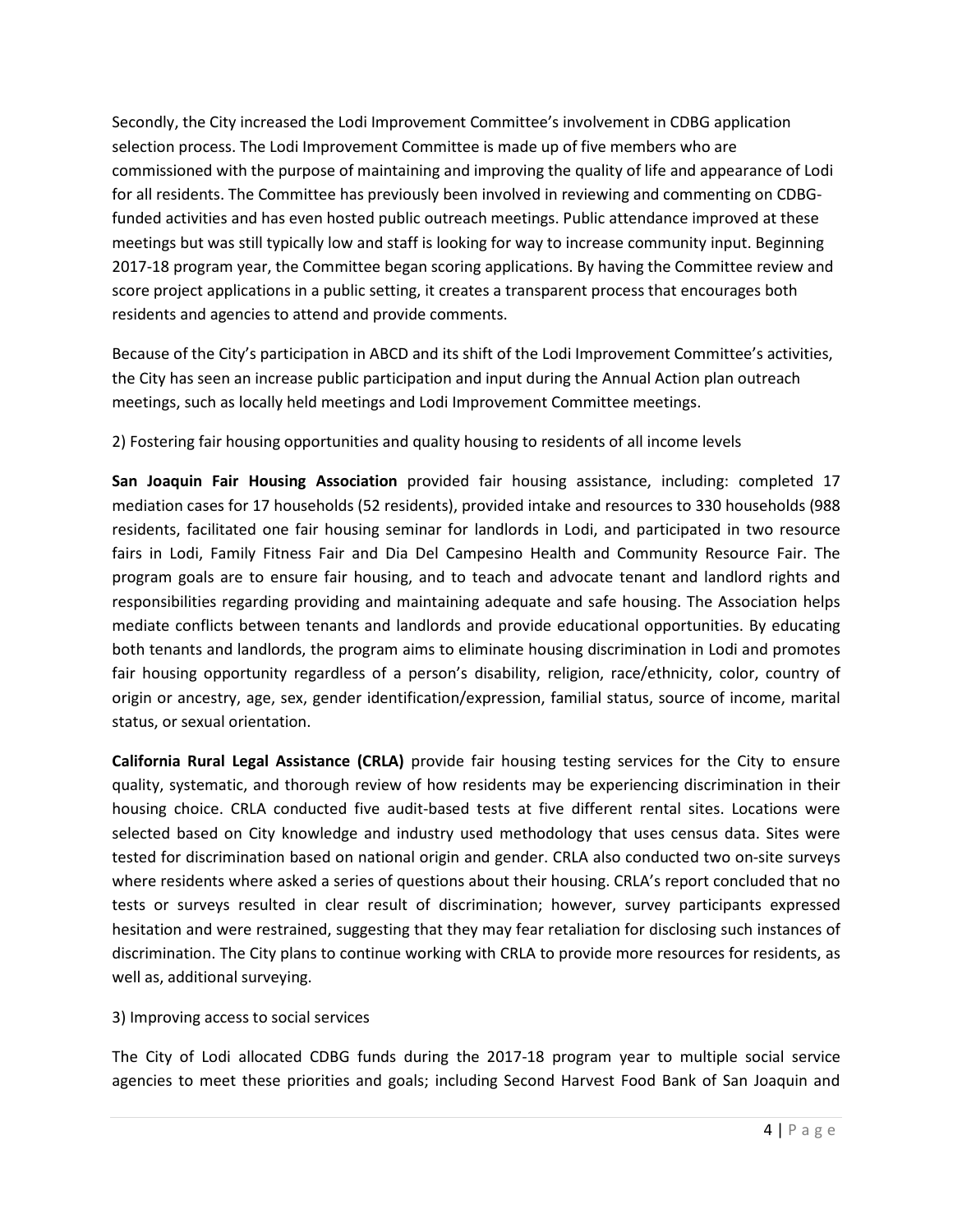Secondly, the City increased the Lodi Improvement Committee's involvement in CDBG application selection process. The Lodi Improvement Committee is made up of five members who are commissioned with the purpose of maintaining and improving the quality of life and appearance of Lodi for all residents. The Committee has previously been involved in reviewing and commenting on CDBG-funded activities and has even hosted public outreach meetings. Public attendance improved at these meetings but was still typically low and staff is looking for way to increase community input. Beginning 2017-18 program year, the Committee began scoring applications. By having the Committee review and score project applications in a public setting, it creates a transparent process that encourages both residents and agencies to attend and provide comments.

Because of the City's participation in ABCD and its shift of the Lodi Improvement Committee's activities, the City has seen an increase public participation and input during the Annual Action plan outreach meetings, such as locally held meetings and Lodi Improvement Committee meetings.

2) Fostering fair housing opportunities and quality housing to residents of all income levels

**San Joaquin Fair Housing Association** provided fair housing assistance, including: completed 17 mediation cases for 17 households (52 residents), provided intake and resources to 330 households (988 residents, facilitated one fair housing seminar for landlords in Lodi, and participated in two resource fairs in Lodi, Family Fitness Fair and Dia Del Campesino Health and Community Resource Fair. The program goals are to ensure fair housing, and to teach and advocate tenant and landlord rights and responsibilities regarding providing and maintaining adequate and safe housing. The Association helps mediate conflicts between tenants and landlords and provide educational opportunities. By educating both tenants and landlords, the program aims to eliminate housing discrimination in Lodi and promotes fair housing opportunity regardless of a person's disability, religion, race/ethnicity, color, country of origin or ancestry, age, sex, gender identification/expression, familial status, source of income, marital status, or sexual orientation.

**California Rural Legal Assistance (CRLA)** provide fair housing testing services for the City to ensure quality, systematic, and thorough review of how residents may be experiencing discrimination in their housing choice. CRLA conducted five audit-based tests at five different rental sites. Locations were selected based on City knowledge and industry used methodology that uses census data. Sites were tested for discrimination based on national origin and gender. CRLA also conducted two on-site surveys where residents where asked a series of questions about their housing. CRLA's report concluded that no tests or surveys resulted in clear result of discrimination; however, survey participants expressed hesitation and were restrained, suggesting that they may fear retaliation for disclosing such instances of discrimination. The City plans to continue working with CRLA to provide more resources for residents, as well as, additional surveying.

3) Improving access to social services

The City of Lodi allocated CDBG funds during the 2017-18 program year to multiple social service agencies to meet these priorities and goals; including Second Harvest Food Bank of San Joaquin and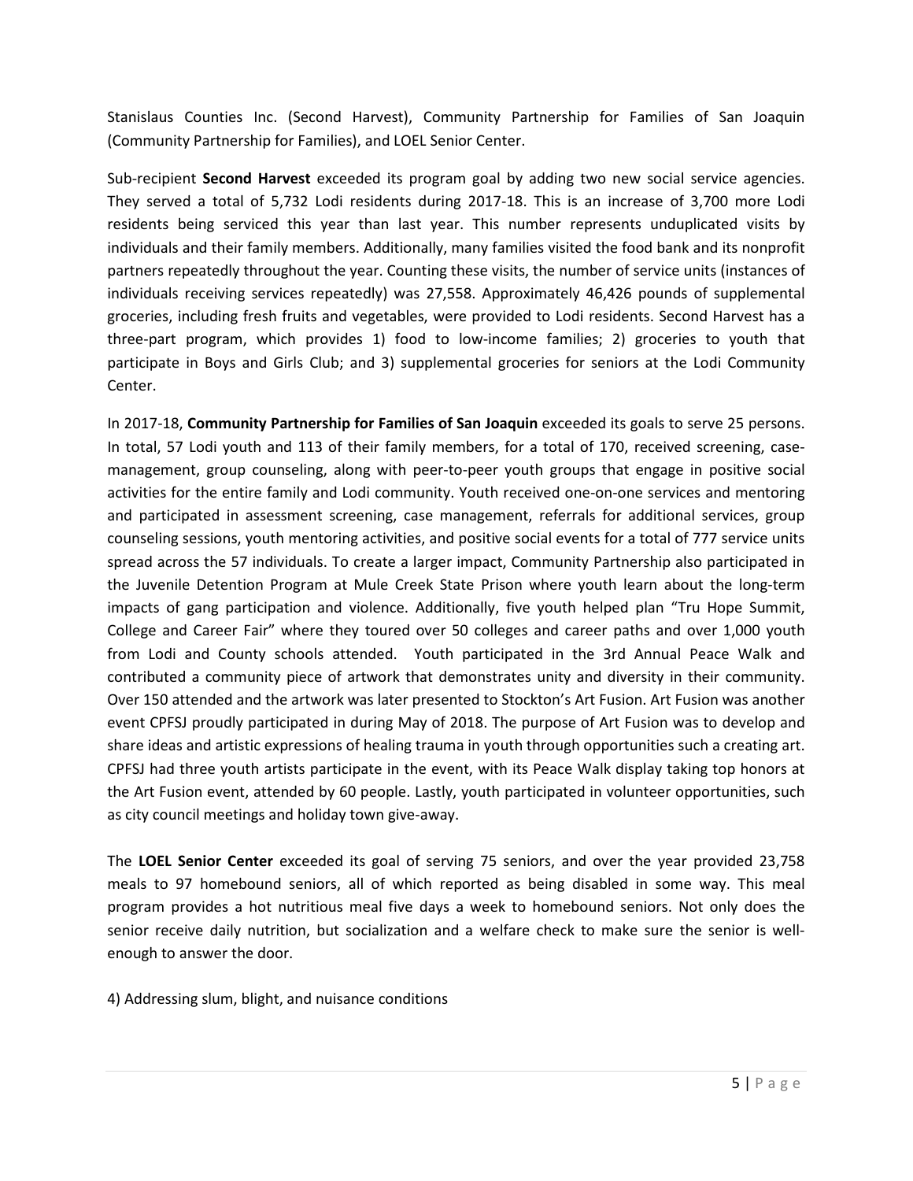Stanislaus Counties Inc. (Second Harvest), Community Partnership for Families of San Joaquin (Community Partnership for Families), and LOEL Senior Center.

Sub-recipient **Second Harvest** exceeded its program goal by adding two new social service agencies. They served a total of 5,732 Lodi residents during 2017-18. This is an increase of 3,700 more Lodi residents being serviced this year than last year. This number represents unduplicated visits by individuals and their family members. Additionally, many families visited the food bank and its nonprofit partners repeatedly throughout the year. Counting these visits, the number of service units (instances of individuals receiving services repeatedly) was 27,558. Approximately 46,426 pounds of supplemental groceries, including fresh fruits and vegetables, were provided to Lodi residents. Second Harvest has a three-part program, which provides 1) food to low-income families; 2) groceries to youth that participate in Boys and Girls Club; and 3) supplemental groceries for seniors at the Lodi Community Center.

In 2017-18, **Community Partnership for Families of San Joaquin** exceeded its goals to serve 25 persons. In total, 57 Lodi youth and 113 of their family members, for a total of 170, received screening, case-management, group counseling, along with peer-to-peer youth groups that engage in positive social activities for the entire family and Lodi community. Youth received one-on-one services and mentoring and participated in assessment screening, case management, referrals for additional services, group counseling sessions, youth mentoring activities, and positive social events for a total of 777 service units spread across the 57 individuals. To create a larger impact, Community Partnership also participated in the Juvenile Detention Program at Mule Creek State Prison where youth learn about the long-term impacts of gang participation and violence. Additionally, five youth helped plan "Tru Hope Summit, College and Career Fair" where they toured over 50 colleges and career paths and over 1,000 youth from Lodi and County schools attended. Youth participated in the 3rd Annual Peace Walk and contributed a community piece of artwork that demonstrates unity and diversity in their community. Over 150 attended and the artwork was later presented to Stockton's Art Fusion. Art Fusion was another event CPFSJ proudly participated in during May of 2018. The purpose of Art Fusion was to develop and share ideas and artistic expressions of healing trauma in youth through opportunities such a creating art. CPFSJ had three youth artists participate in the event, with its Peace Walk display taking top honors at the Art Fusion event, attended by 60 people. Lastly, youth participated in volunteer opportunities, such as city council meetings and holiday town give-away.

The **LOEL Senior Center** exceeded its goal of serving 75 seniors, and over the year provided 23,758 meals to 97 homebound seniors, all of which reported as being disabled in some way. This meal program provides a hot nutritious meal five days a week to homebound seniors. Not only does the senior receive daily nutrition, but socialization and a welfare check to make sure the senior is well-enough to answer the door.

4) Addressing slum, blight, and nuisance conditions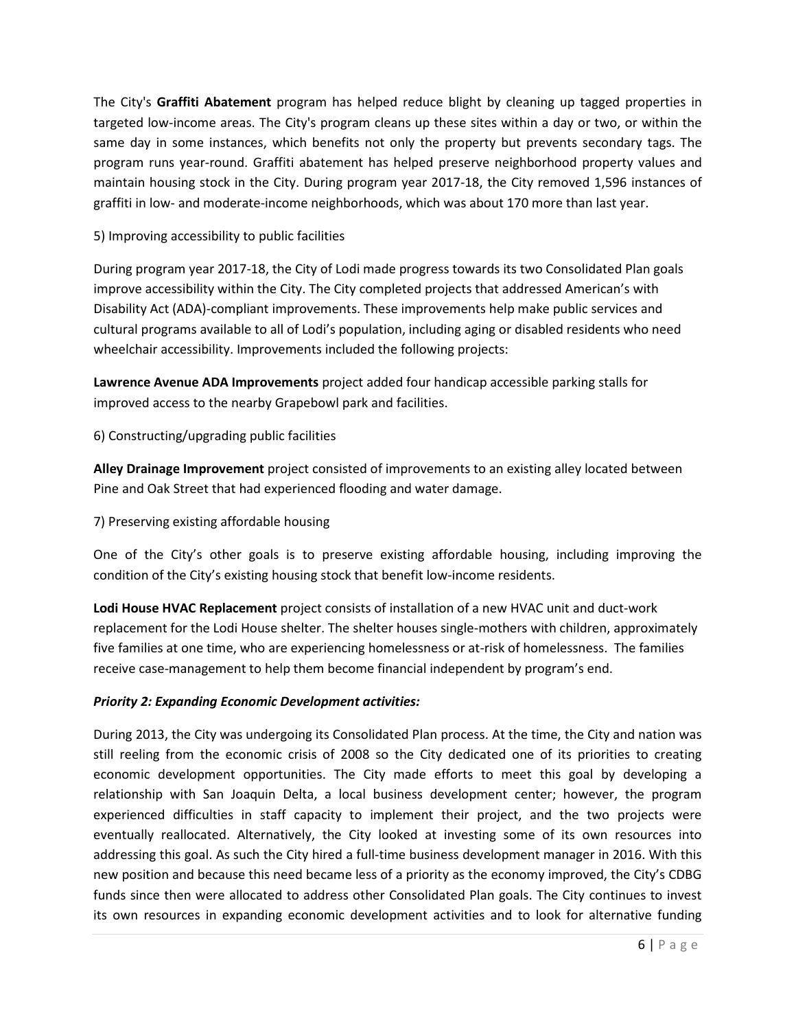The City's **Graffiti Abatement** program has helped reduce blight by cleaning up tagged properties in targeted low-income areas. The City's program cleans up these sites within a day or two, or within the same day in some instances, which benefits not only the property but prevents secondary tags. The program runs year-round. Graffiti abatement has helped preserve neighborhood property values and maintain housing stock in the City. During program year 2017-18, the City removed 1,596 instances of graffiti in low- and moderate-income neighborhoods, which was about 170 more than last year.

5) Improving accessibility to public facilities

During program year 2017-18, the City of Lodi made progress towards its two Consolidated Plan goals improve accessibility within the City. The City completed projects that addressed American's with Disability Act (ADA)-compliant improvements. These improvements help make public services and cultural programs available to all of Lodi's population, including aging or disabled residents who need wheelchair accessibility. Improvements included the following projects:

**Lawrence Avenue ADA Improvements** project added four handicap accessible parking stalls for improved access to the nearby Grapebowl park and facilities.

6) Constructing/upgrading public facilities

**Alley Drainage Improvement** project consisted of improvements to an existing alley located between Pine and Oak Street that had experienced flooding and water damage.

7) Preserving existing affordable housing

One of the City's other goals is to preserve existing affordable housing, including improving the condition of the City's existing housing stock that benefit low-income residents.

**Lodi House HVAC Replacement** project consists of installation of a new HVAC unit and duct-work replacement for the Lodi House shelter. The shelter houses single-mothers with children, approximately five families at one time, who are experiencing homelessness or at-risk of homelessness. The families receive case-management to help them become financial independent by program's end.

***Priority 2: Expanding Economic Development activities:***

During 2013, the City was undergoing its Consolidated Plan process. At the time, the City and nation was still reeling from the economic crisis of 2008 so the City dedicated one of its priorities to creating economic development opportunities. The City made efforts to meet this goal by developing a relationship with San Joaquin Delta, a local business development center; however, the program experienced difficulties in staff capacity to implement their project, and the two projects were eventually reallocated. Alternatively, the City looked at investing some of its own resources into addressing this goal. As such the City hired a full-time business development manager in 2016. With this new position and because this need became less of a priority as the economy improved, the City's CDBG funds since then were allocated to address other Consolidated Plan goals. The City continues to invest its own resources in expanding economic development activities and to look for alternative funding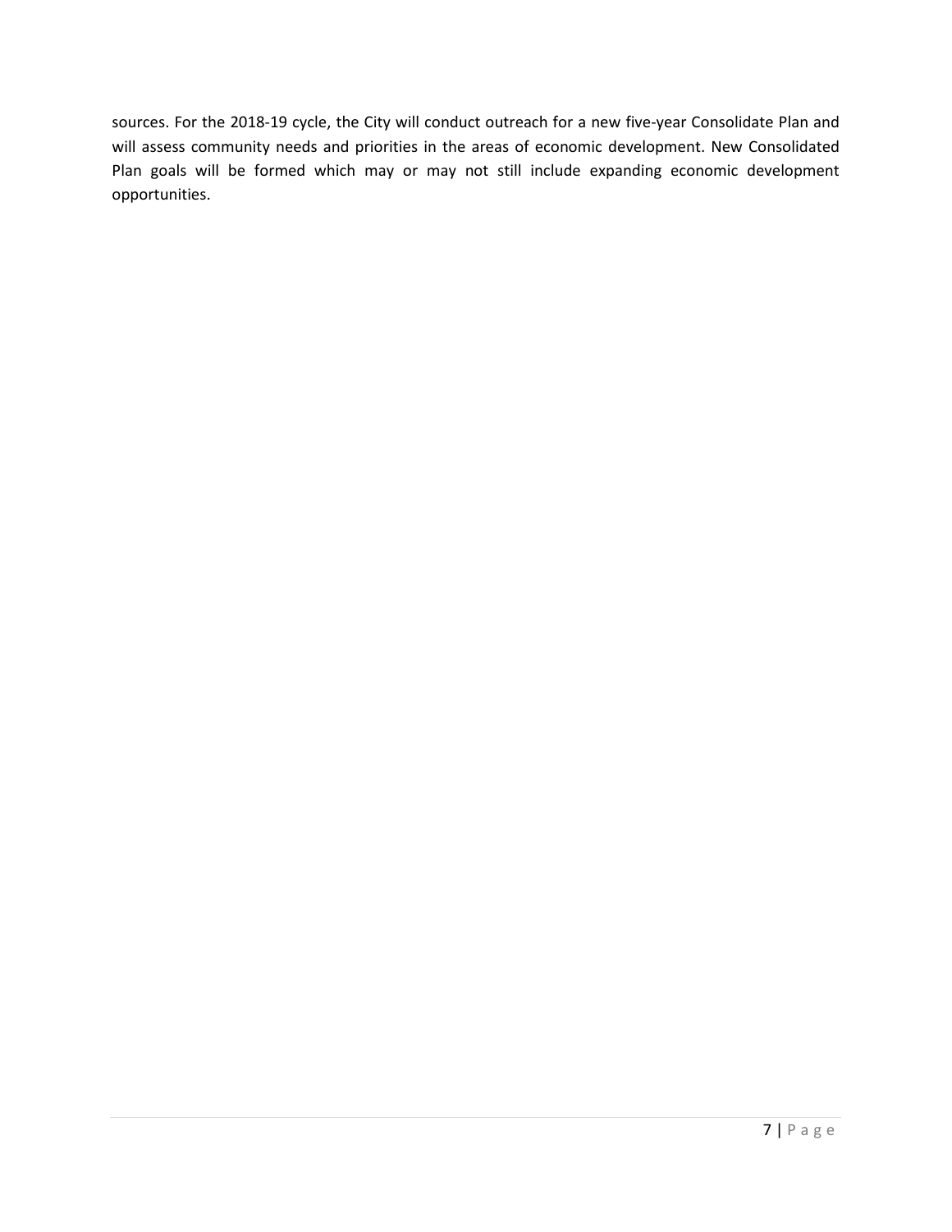sources. For the 2018-19 cycle, the City will conduct outreach for a new five-year Consolidate Plan and will assess community needs and priorities in the areas of economic development. New Consolidated Plan goals will be formed which may or may not still include expanding economic development opportunities.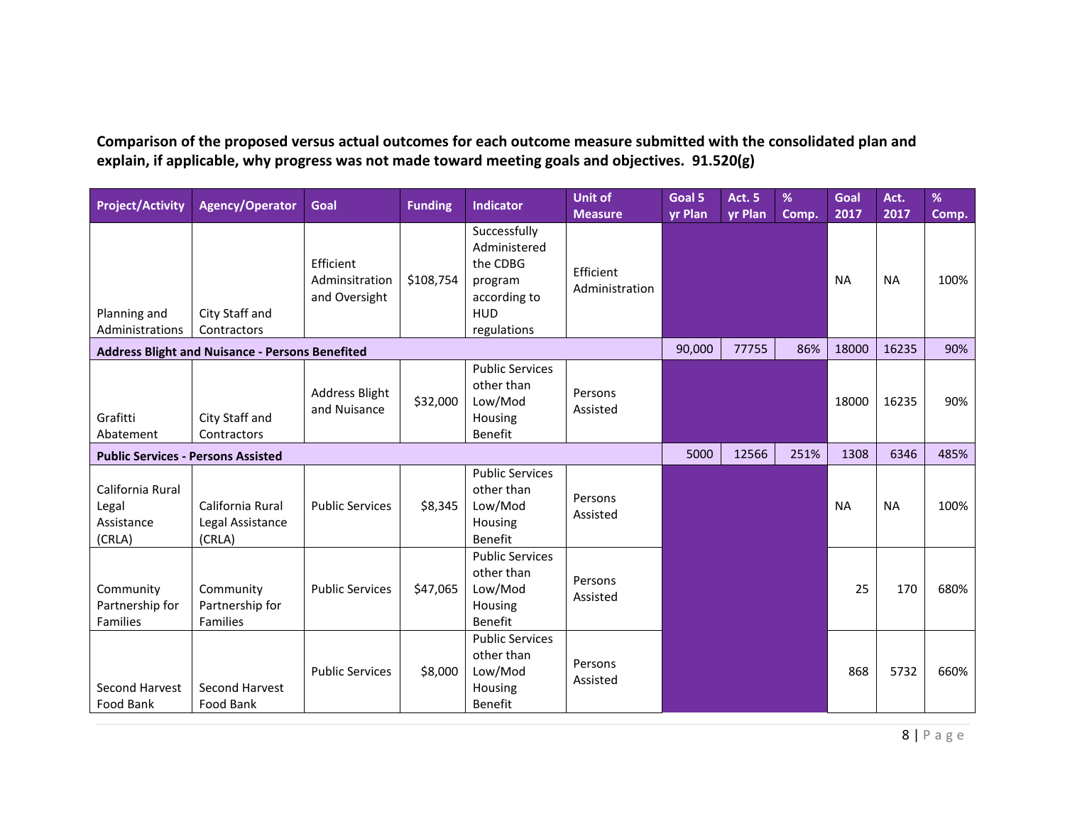**Comparison of the proposed versus actual outcomes for each outcome measure submitted with the consolidated plan and explain, if applicable, why progress was not made toward meeting goals and objectives. 91.520(g)**

| Project/Activity | Agency/Operator | Goal | Funding | Indicator | Unit of Measure | Goal 5 yr Plan | Act. 5 yr Plan | % Comp. | Goal 2017 | Act. 2017 | % Comp. |
|---|---|---|---|---|---|---|---|---|---|---|---|
| Planning and Administrations | City Staff and Contractors | Efficient Adminsitration and Oversight | $108,754 | Successfully Administered the CDBG program according to HUD regulations | Efficient Administration | | | | NA | NA | 100% |
| **Address Blight and Nuisance - Persons Benefited** | | | | | | 90,000 | 77755 | 86% | 18000 | 16235 | 90% |
| Grafitti Abatement | City Staff and Contractors | Address Blight and Nuisance | $32,000 | Public Services other than Low/Mod Housing Benefit | Persons Assisted | | | | 18000 | 16235 | 90% |
| **Public Services - Persons Assisted** | | | | | | 5000 | 12566 | 251% | 1308 | 6346 | 485% |
| California Rural Legal Assistance (CRLA) | California Rural Legal Assistance (CRLA) | Public Services | $8,345 | Public Services other than Low/Mod Housing Benefit | Persons Assisted | | | | NA | NA | 100% |
| Community Partnership for Families | Community Partnership for Families | Public Services | $47,065 | Public Services other than Low/Mod Housing Benefit | Persons Assisted | | | | 25 | 170 | 680% |
| Second Harvest Food Bank | Second Harvest Food Bank | Public Services | $8,000 | Public Services other than Low/Mod Housing Benefit | Persons Assisted | | | | 868 | 5732 | 660% |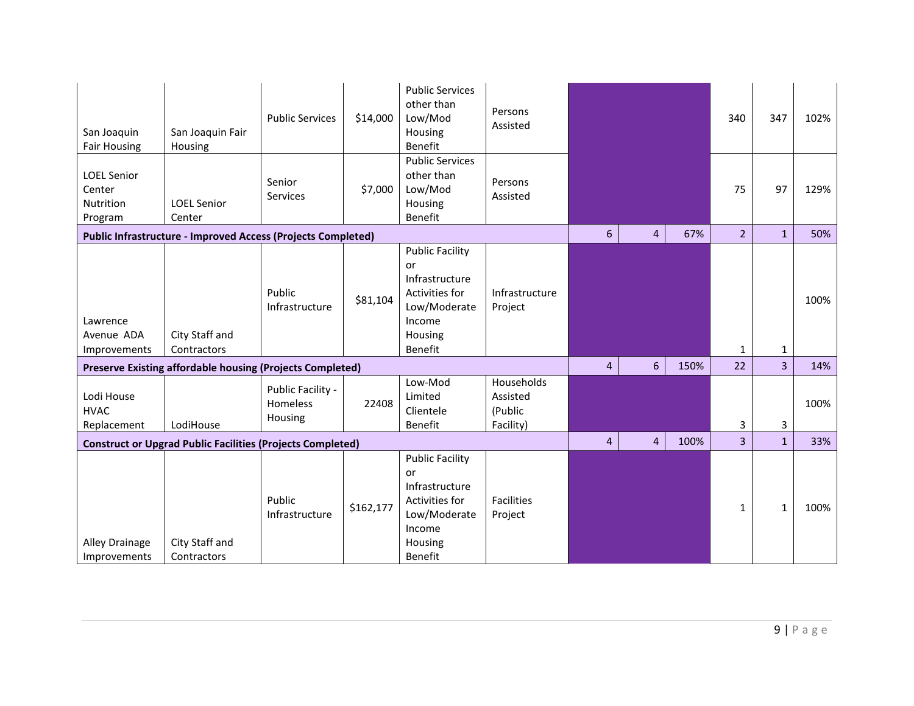| | | | | | | | | | | | |
|---|---|---|---|---|---|---|---|---|---|---|---|
| San Joaquin Fair Housing | San Joaquin Fair Housing | Public Services | $14,000 | Public Services other than Low/Mod Housing Benefit | Persons Assisted | | | | 340 | 347 | 102% |
| LOEL Senior Center Nutrition Program | LOEL Senior Center | Senior Services | $7,000 | Public Services other than Low/Mod Housing Benefit | Persons Assisted | | | | 75 | 97 | 129% |
| **Public Infrastructure - Improved Access (Projects Completed)** | | | | | | 6 | 4 | 67% | 2 | 1 | 50% |
| Lawrence Avenue ADA Improvements | City Staff and Contractors | Public Infrastructure | $81,104 | Public Facility or Infrastructure Activities for Low/Moderate Income Housing Benefit | Infrastructure Project | | | | 1 | 1 | 100% |
| **Preserve Existing affordable housing (Projects Completed)** | | | | | | 4 | 6 | 150% | 22 | 3 | 14% |
| Lodi House HVAC Replacement | LodiHouse | Public Facility - Homeless Housing | 22408 | Low-Mod Limited Clientele Benefit | Households Assisted (Public Facility) | | | | 3 | 3 | 100% |
| **Construct or Upgrad Public Facilities (Projects Completed)** | | | | | | 4 | 4 | 100% | 3 | 1 | 33% |
| Alley Drainage Improvements | City Staff and Contractors | Public Infrastructure | $162,177 | Public Facility or Infrastructure Activities for Low/Moderate Income Housing Benefit | Facilities Project | | | | 1 | 1 | 100% |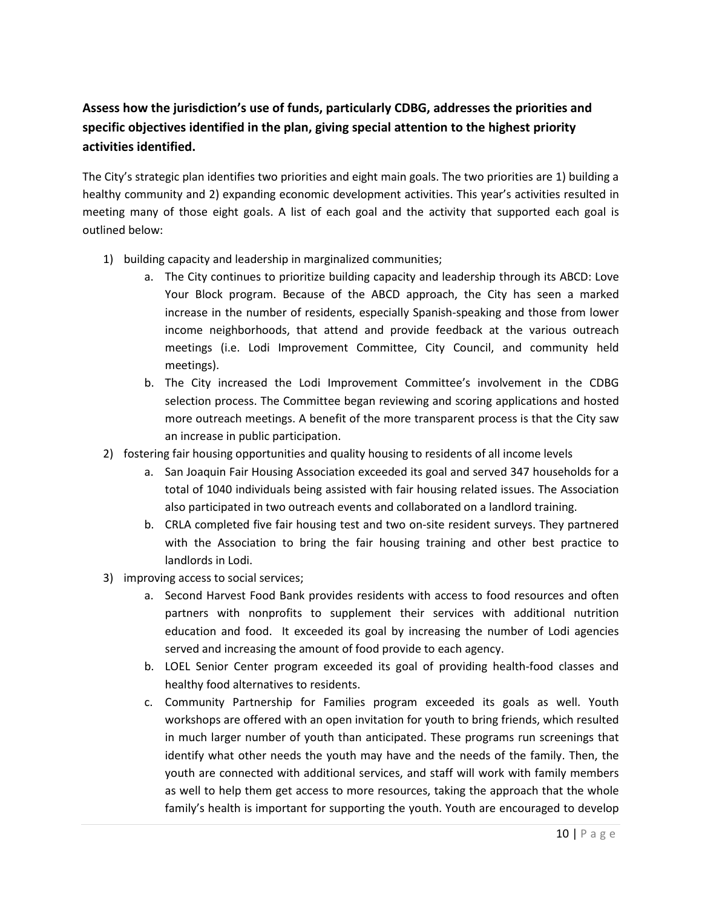**Assess how the jurisdiction's use of funds, particularly CDBG, addresses the priorities and specific objectives identified in the plan, giving special attention to the highest priority activities identified.**

The City's strategic plan identifies two priorities and eight main goals. The two priorities are 1) building a healthy community and 2) expanding economic development activities. This year's activities resulted in meeting many of those eight goals. A list of each goal and the activity that supported each goal is outlined below:

1) building capacity and leadership in marginalized communities;
   a. The City continues to prioritize building capacity and leadership through its ABCD: Love Your Block program. Because of the ABCD approach, the City has seen a marked increase in the number of residents, especially Spanish-speaking and those from lower income neighborhoods, that attend and provide feedback at the various outreach meetings (i.e. Lodi Improvement Committee, City Council, and community held meetings).
   b. The City increased the Lodi Improvement Committee's involvement in the CDBG selection process. The Committee began reviewing and scoring applications and hosted more outreach meetings. A benefit of the more transparent process is that the City saw an increase in public participation.
2) fostering fair housing opportunities and quality housing to residents of all income levels
   a. San Joaquin Fair Housing Association exceeded its goal and served 347 households for a total of 1040 individuals being assisted with fair housing related issues. The Association also participated in two outreach events and collaborated on a landlord training.
   b. CRLA completed five fair housing test and two on-site resident surveys. They partnered with the Association to bring the fair housing training and other best practice to landlords in Lodi.
3) improving access to social services;
   a. Second Harvest Food Bank provides residents with access to food resources and often partners with nonprofits to supplement their services with additional nutrition education and food. It exceeded its goal by increasing the number of Lodi agencies served and increasing the amount of food provide to each agency.
   b. LOEL Senior Center program exceeded its goal of providing health-food classes and healthy food alternatives to residents.
   c. Community Partnership for Families program exceeded its goals as well. Youth workshops are offered with an open invitation for youth to bring friends, which resulted in much larger number of youth than anticipated. These programs run screenings that identify what other needs the youth may have and the needs of the family. Then, the youth are connected with additional services, and staff will work with family members as well to help them get access to more resources, taking the approach that the whole family's health is important for supporting the youth. Youth are encouraged to develop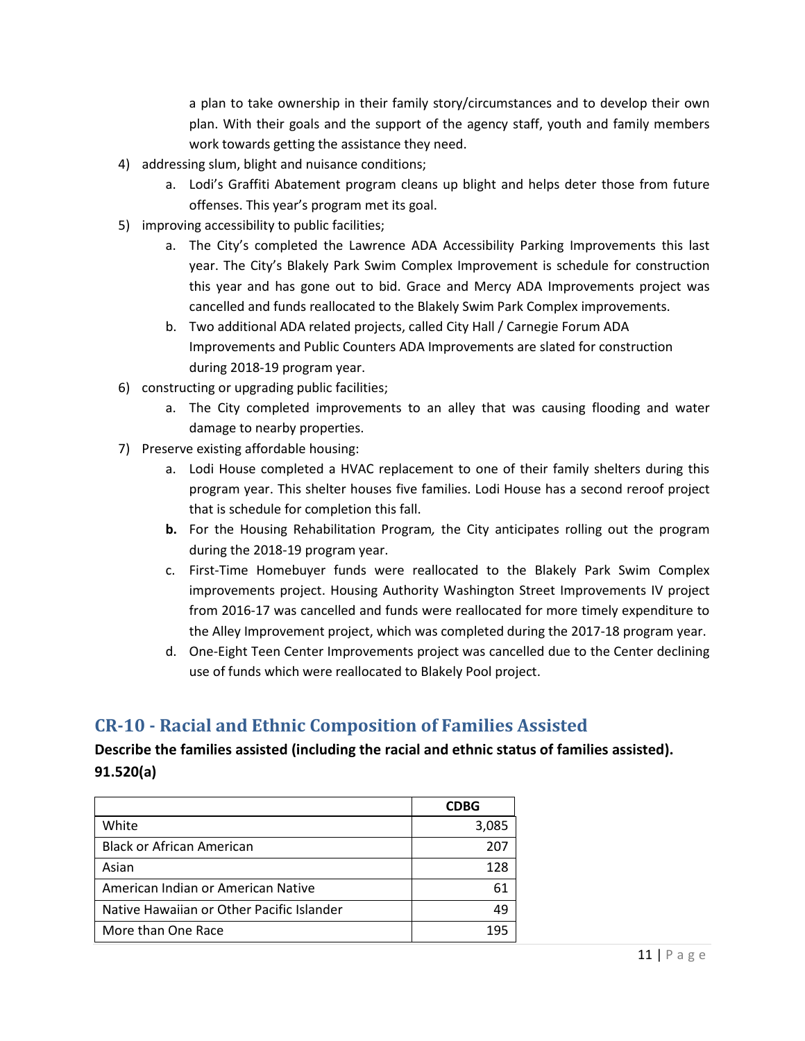a plan to take ownership in their family story/circumstances and to develop their own plan. With their goals and the support of the agency staff, youth and family members work towards getting the assistance they need.

4) addressing slum, blight and nuisance conditions;
    a. Lodi's Graffiti Abatement program cleans up blight and helps deter those from future offenses. This year's program met its goal.
5) improving accessibility to public facilities;
    a. The City's completed the Lawrence ADA Accessibility Parking Improvements this last year. The City's Blakely Park Swim Complex Improvement is schedule for construction this year and has gone out to bid. Grace and Mercy ADA Improvements project was cancelled and funds reallocated to the Blakely Swim Park Complex improvements.
    b. Two additional ADA related projects, called City Hall / Carnegie Forum ADA Improvements and Public Counters ADA Improvements are slated for construction during 2018-19 program year.
6) constructing or upgrading public facilities;
    a. The City completed improvements to an alley that was causing flooding and water damage to nearby properties.
7) Preserve existing affordable housing:
    a. Lodi House completed a HVAC replacement to one of their family shelters during this program year. This shelter houses five families. Lodi House has a second reroof project that is schedule for completion this fall.
    **b.** For the Housing Rehabilitation Program*,* the City anticipates rolling out the program during the 2018-19 program year.
    c. First-Time Homebuyer funds were reallocated to the Blakely Park Swim Complex improvements project. Housing Authority Washington Street Improvements IV project from 2016-17 was cancelled and funds were reallocated for more timely expenditure to the Alley Improvement project, which was completed during the 2017-18 program year.
    d. One-Eight Teen Center Improvements project was cancelled due to the Center declining use of funds which were reallocated to Blakely Pool project.

## CR-10 - Racial and Ethnic Composition of Families Assisted

**Describe the families assisted (including the racial and ethnic status of families assisted). 91.520(a)**

| | CDBG |
|---|---|
| White | 3,085 |
| Black or African American | 207 |
| Asian | 128 |
| American Indian or American Native | 61 |
| Native Hawaiian or Other Pacific Islander | 49 |
| More than One Race | 195 |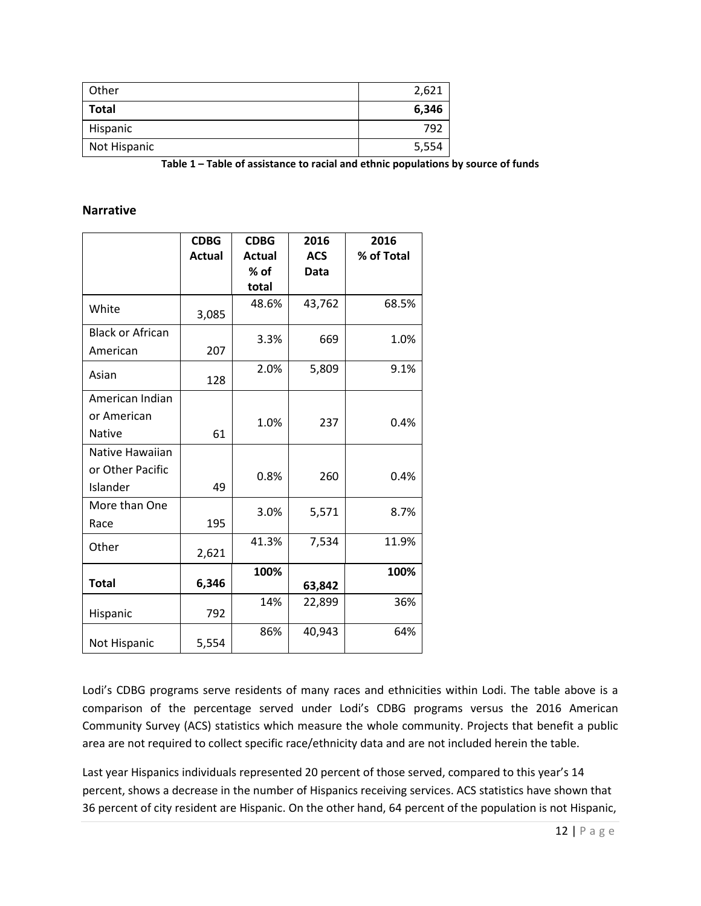| Other | 2,621 |
|---|---|
| **Total** | **6,346** |
| Hispanic | 792 |
| Not Hispanic | 5,554 |

**Table 1 – Table of assistance to racial and ethnic populations by source of funds**

## Narrative

| | CDBG Actual | CDBG Actual % of total | 2016 ACS Data | 2016 % of Total |
|---|---|---|---|---|
| White | 3,085 | 48.6% | 43,762 | 68.5% |
| Black or African American | 207 | 3.3% | 669 | 1.0% |
| Asian | 128 | 2.0% | 5,809 | 9.1% |
| American Indian or American Native | 61 | 1.0% | 237 | 0.4% |
| Native Hawaiian or Other Pacific Islander | 49 | 0.8% | 260 | 0.4% |
| More than One Race | 195 | 3.0% | 5,571 | 8.7% |
| Other | 2,621 | 41.3% | 7,534 | 11.9% |
| **Total** | **6,346** | **100%** | **63,842** | **100%** |
| Hispanic | 792 | 14% | 22,899 | 36% |
| Not Hispanic | 5,554 | 86% | 40,943 | 64% |

Lodi's CDBG programs serve residents of many races and ethnicities within Lodi. The table above is a comparison of the percentage served under Lodi's CDBG programs versus the 2016 American Community Survey (ACS) statistics which measure the whole community. Projects that benefit a public area are not required to collect specific race/ethnicity data and are not included herein the table.

Last year Hispanics individuals represented 20 percent of those served, compared to this year's 14 percent, shows a decrease in the number of Hispanics receiving services. ACS statistics have shown that 36 percent of city resident are Hispanic. On the other hand, 64 percent of the population is not Hispanic,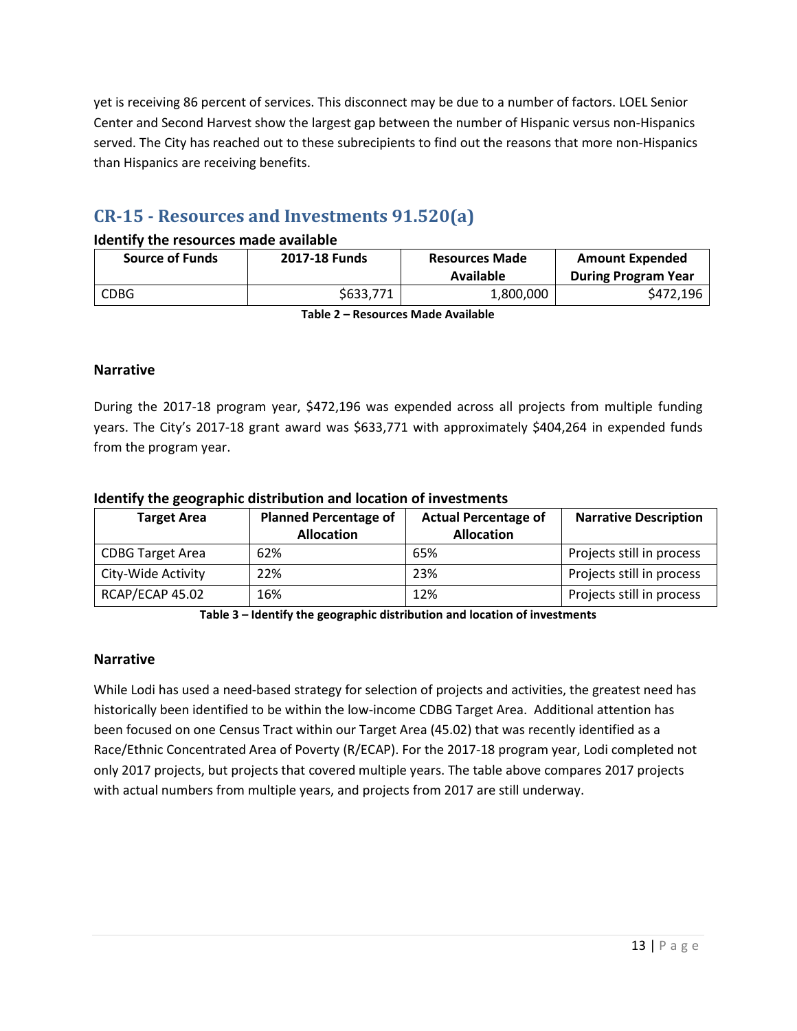yet is receiving 86 percent of services. This disconnect may be due to a number of factors. LOEL Senior Center and Second Harvest show the largest gap between the number of Hispanic versus non-Hispanics served. The City has reached out to these subrecipients to find out the reasons that more non-Hispanics than Hispanics are receiving benefits.

## CR-15 - Resources and Investments 91.520(a)

### Identify the resources made available

| Source of Funds | 2017-18 Funds | Resources Made Available | Amount Expended During Program Year |
|---|---|---|---|
| CDBG | $633,771 | 1,800,000 | $472,196 |

**Table 2 – Resources Made Available**

### Narrative

During the 2017-18 program year, $472,196 was expended across all projects from multiple funding years. The City's 2017-18 grant award was $633,771 with approximately $404,264 in expended funds from the program year.

### Identify the geographic distribution and location of investments

| Target Area | Planned Percentage of Allocation | Actual Percentage of Allocation | Narrative Description |
|---|---|---|---|
| CDBG Target Area | 62% | 65% | Projects still in process |
| City-Wide Activity | 22% | 23% | Projects still in process |
| RCAP/ECAP 45.02 | 16% | 12% | Projects still in process |

**Table 3 – Identify the geographic distribution and location of investments**

### Narrative

While Lodi has used a need-based strategy for selection of projects and activities, the greatest need has historically been identified to be within the low-income CDBG Target Area. Additional attention has been focused on one Census Tract within our Target Area (45.02) that was recently identified as a Race/Ethnic Concentrated Area of Poverty (R/ECAP). For the 2017-18 program year, Lodi completed not only 2017 projects, but projects that covered multiple years. The table above compares 2017 projects with actual numbers from multiple years, and projects from 2017 are still underway.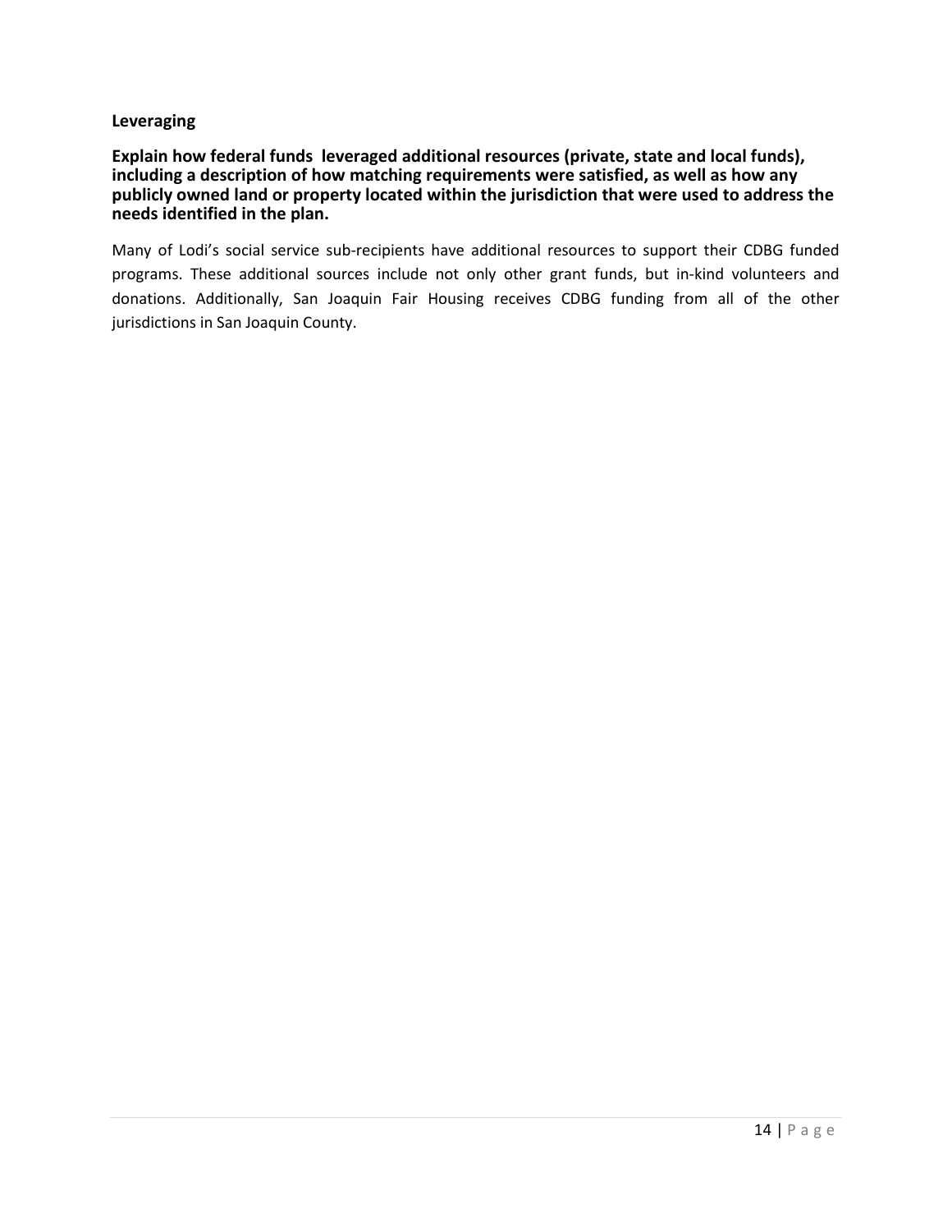### Leveraging

**Explain how federal funds leveraged additional resources (private, state and local funds), including a description of how matching requirements were satisfied, as well as how any publicly owned land or property located within the jurisdiction that were used to address the needs identified in the plan.**

Many of Lodi's social service sub-recipients have additional resources to support their CDBG funded programs. These additional sources include not only other grant funds, but in-kind volunteers and donations. Additionally, San Joaquin Fair Housing receives CDBG funding from all of the other jurisdictions in San Joaquin County.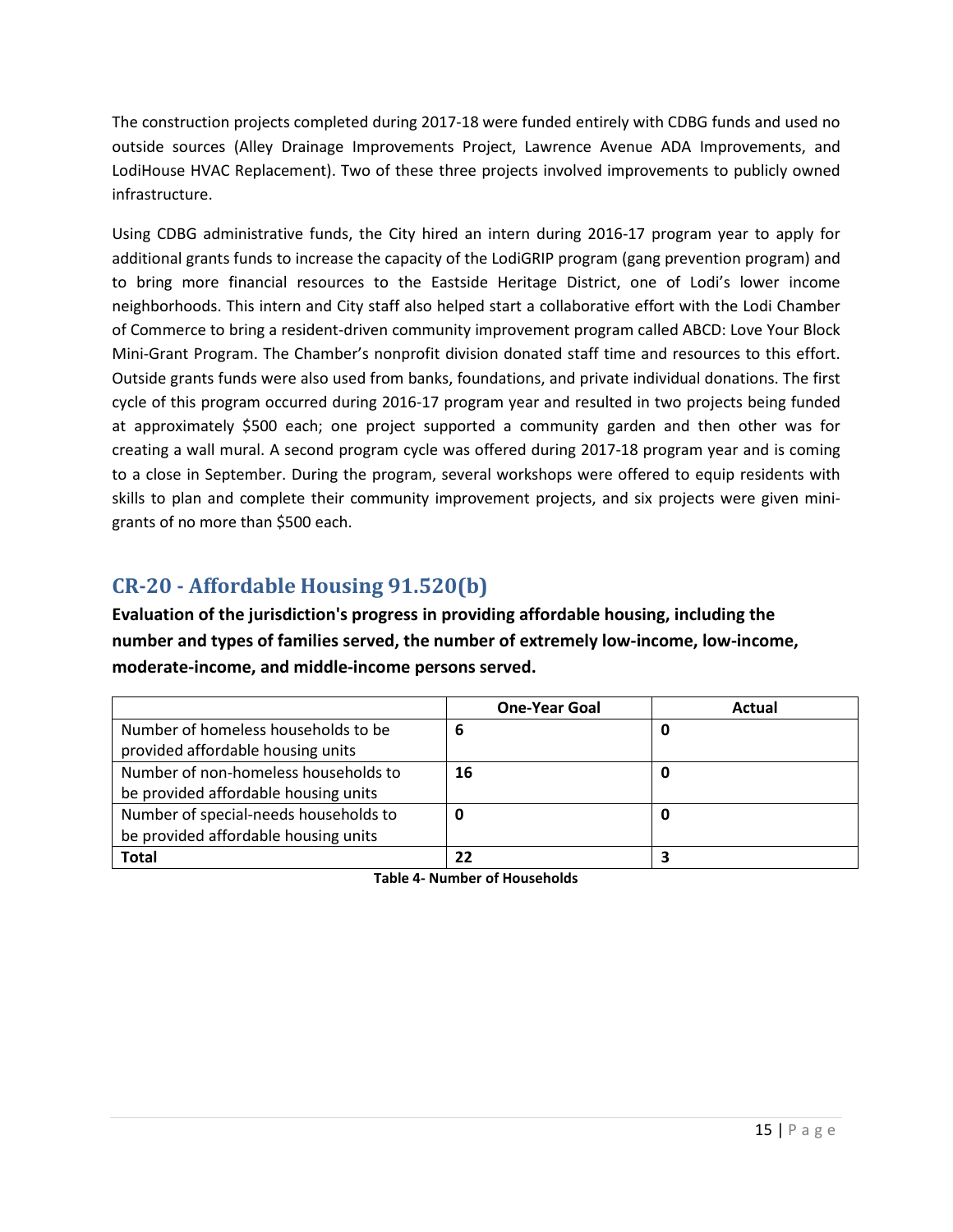The construction projects completed during 2017-18 were funded entirely with CDBG funds and used no outside sources (Alley Drainage Improvements Project, Lawrence Avenue ADA Improvements, and LodiHouse HVAC Replacement). Two of these three projects involved improvements to publicly owned infrastructure.

Using CDBG administrative funds, the City hired an intern during 2016-17 program year to apply for additional grants funds to increase the capacity of the LodiGRIP program (gang prevention program) and to bring more financial resources to the Eastside Heritage District, one of Lodi's lower income neighborhoods. This intern and City staff also helped start a collaborative effort with the Lodi Chamber of Commerce to bring a resident-driven community improvement program called ABCD: Love Your Block Mini-Grant Program. The Chamber's nonprofit division donated staff time and resources to this effort. Outside grants funds were also used from banks, foundations, and private individual donations. The first cycle of this program occurred during 2016-17 program year and resulted in two projects being funded at approximately $500 each; one project supported a community garden and then other was for creating a wall mural. A second program cycle was offered during 2017-18 program year and is coming to a close in September. During the program, several workshops were offered to equip residents with skills to plan and complete their community improvement projects, and six projects were given mini-grants of no more than $500 each.

## CR-20 - Affordable Housing 91.520(b)

**Evaluation of the jurisdiction's progress in providing affordable housing, including the number and types of families served, the number of extremely low-income, low-income, moderate-income, and middle-income persons served.**

| | One-Year Goal | Actual |
|---|---|---|
| Number of homeless households to be provided affordable housing units | **6** | **0** |
| Number of non-homeless households to be provided affordable housing units | **16** | **0** |
| Number of special-needs households to be provided affordable housing units | **0** | **0** |
| **Total** | **22** | **3** |

**Table 4- Number of Households**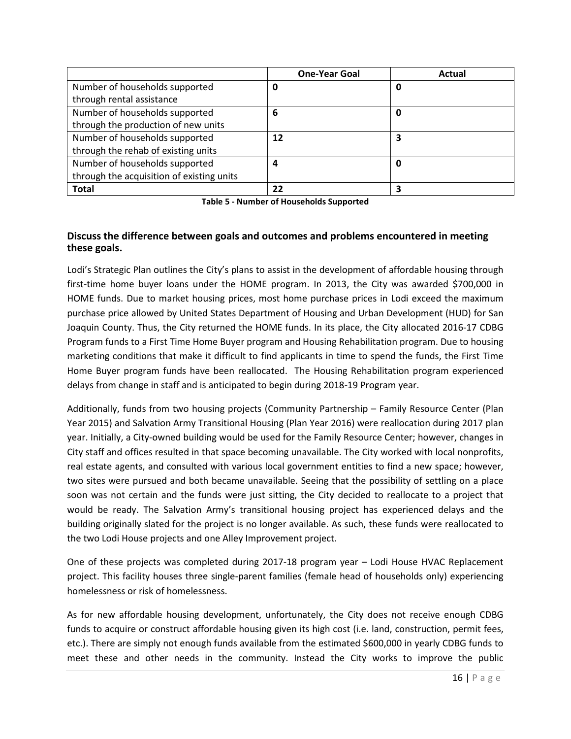|  | One-Year Goal | Actual |
| --- | --- | --- |
| Number of households supported through rental assistance | **0** | **0** |
| Number of households supported through the production of new units | **6** | **0** |
| Number of households supported through the rehab of existing units | **12** | **3** |
| Number of households supported through the acquisition of existing units | **4** | **0** |
| **Total** | **22** | **3** |

**Table 5 - Number of Households Supported**

### Discuss the difference between goals and outcomes and problems encountered in meeting these goals.

Lodi's Strategic Plan outlines the City's plans to assist in the development of affordable housing through first-time home buyer loans under the HOME program. In 2013, the City was awarded $700,000 in HOME funds. Due to market housing prices, most home purchase prices in Lodi exceed the maximum purchase price allowed by United States Department of Housing and Urban Development (HUD) for San Joaquin County. Thus, the City returned the HOME funds. In its place, the City allocated 2016-17 CDBG Program funds to a First Time Home Buyer program and Housing Rehabilitation program. Due to housing marketing conditions that make it difficult to find applicants in time to spend the funds, the First Time Home Buyer program funds have been reallocated. The Housing Rehabilitation program experienced delays from change in staff and is anticipated to begin during 2018-19 Program year.

Additionally, funds from two housing projects (Community Partnership – Family Resource Center (Plan Year 2015) and Salvation Army Transitional Housing (Plan Year 2016) were reallocation during 2017 plan year. Initially, a City-owned building would be used for the Family Resource Center; however, changes in City staff and offices resulted in that space becoming unavailable. The City worked with local nonprofits, real estate agents, and consulted with various local government entities to find a new space; however, two sites were pursued and both became unavailable. Seeing that the possibility of settling on a place soon was not certain and the funds were just sitting, the City decided to reallocate to a project that would be ready. The Salvation Army's transitional housing project has experienced delays and the building originally slated for the project is no longer available. As such, these funds were reallocated to the two Lodi House projects and one Alley Improvement project.

One of these projects was completed during 2017-18 program year – Lodi House HVAC Replacement project. This facility houses three single-parent families (female head of households only) experiencing homelessness or risk of homelessness.

As for new affordable housing development, unfortunately, the City does not receive enough CDBG funds to acquire or construct affordable housing given its high cost (i.e. land, construction, permit fees, etc.). There are simply not enough funds available from the estimated $600,000 in yearly CDBG funds to meet these and other needs in the community. Instead the City works to improve the public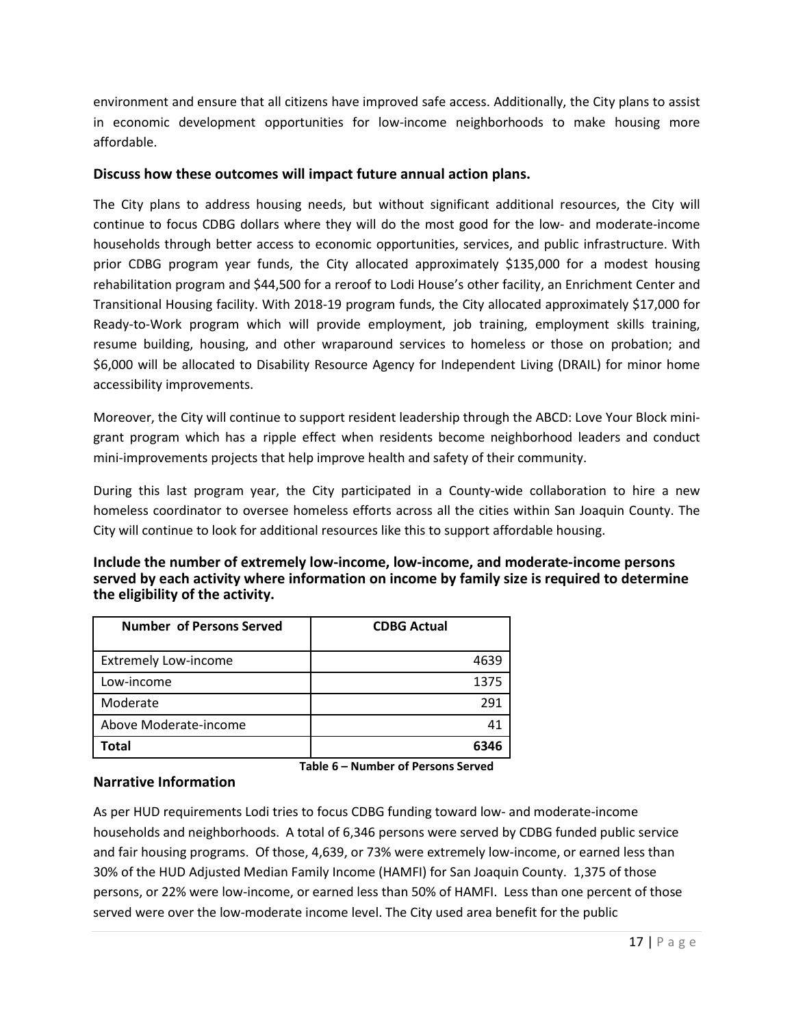environment and ensure that all citizens have improved safe access. Additionally, the City plans to assist in economic development opportunities for low-income neighborhoods to make housing more affordable.

### Discuss how these outcomes will impact future annual action plans.

The City plans to address housing needs, but without significant additional resources, the City will continue to focus CDBG dollars where they will do the most good for the low- and moderate-income households through better access to economic opportunities, services, and public infrastructure. With prior CDBG program year funds, the City allocated approximately $135,000 for a modest housing rehabilitation program and $44,500 for a reroof to Lodi House's other facility, an Enrichment Center and Transitional Housing facility. With 2018-19 program funds, the City allocated approximately $17,000 for Ready-to-Work program which will provide employment, job training, employment skills training, resume building, housing, and other wraparound services to homeless or those on probation; and $6,000 will be allocated to Disability Resource Agency for Independent Living (DRAIL) for minor home accessibility improvements.

Moreover, the City will continue to support resident leadership through the ABCD: Love Your Block mini-grant program which has a ripple effect when residents become neighborhood leaders and conduct mini-improvements projects that help improve health and safety of their community.

During this last program year, the City participated in a County-wide collaboration to hire a new homeless coordinator to oversee homeless efforts across all the cities within San Joaquin County. The City will continue to look for additional resources like this to support affordable housing.

### Include the number of extremely low-income, low-income, and moderate-income persons served by each activity where information on income by family size is required to determine the eligibility of the activity.

| Number of Persons Served | CDBG Actual |
|---|---|
| Extremely Low-income | 4639 |
| Low-income | 1375 |
| Moderate | 291 |
| Above Moderate-income | 41 |
| **Total** | **6346** |

**Table 6 – Number of Persons Served**

### Narrative Information

As per HUD requirements Lodi tries to focus CDBG funding toward low- and moderate-income households and neighborhoods. A total of 6,346 persons were served by CDBG funded public service and fair housing programs. Of those, 4,639, or 73% were extremely low-income, or earned less than 30% of the HUD Adjusted Median Family Income (HAMFI) for San Joaquin County. 1,375 of those persons, or 22% were low-income, or earned less than 50% of HAMFI. Less than one percent of those served were over the low-moderate income level. The City used area benefit for the public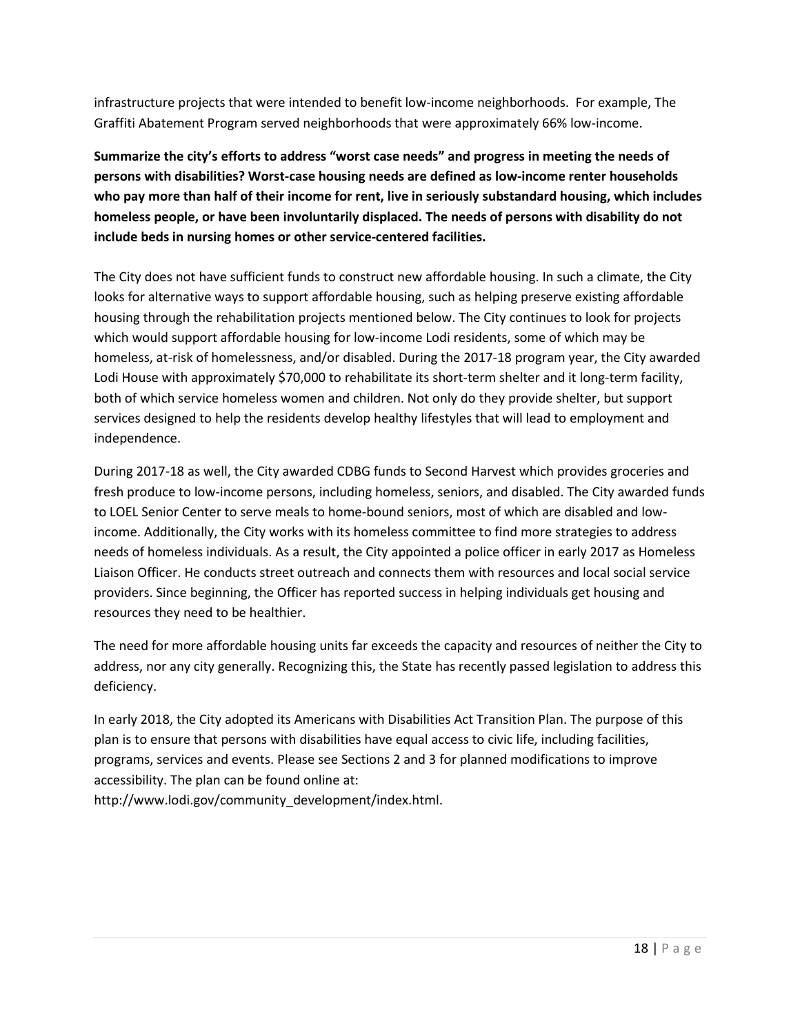infrastructure projects that were intended to benefit low-income neighborhoods. For example, The Graffiti Abatement Program served neighborhoods that were approximately 66% low-income.

**Summarize the city's efforts to address "worst case needs" and progress in meeting the needs of persons with disabilities? Worst-case housing needs are defined as low-income renter households who pay more than half of their income for rent, live in seriously substandard housing, which includes homeless people, or have been involuntarily displaced. The needs of persons with disability do not include beds in nursing homes or other service-centered facilities.**

The City does not have sufficient funds to construct new affordable housing. In such a climate, the City looks for alternative ways to support affordable housing, such as helping preserve existing affordable housing through the rehabilitation projects mentioned below. The City continues to look for projects which would support affordable housing for low-income Lodi residents, some of which may be homeless, at-risk of homelessness, and/or disabled. During the 2017-18 program year, the City awarded Lodi House with approximately $70,000 to rehabilitate its short-term shelter and it long-term facility, both of which service homeless women and children. Not only do they provide shelter, but support services designed to help the residents develop healthy lifestyles that will lead to employment and independence.

During 2017-18 as well, the City awarded CDBG funds to Second Harvest which provides groceries and fresh produce to low-income persons, including homeless, seniors, and disabled. The City awarded funds to LOEL Senior Center to serve meals to home-bound seniors, most of which are disabled and low-income. Additionally, the City works with its homeless committee to find more strategies to address needs of homeless individuals. As a result, the City appointed a police officer in early 2017 as Homeless Liaison Officer. He conducts street outreach and connects them with resources and local social service providers. Since beginning, the Officer has reported success in helping individuals get housing and resources they need to be healthier.

The need for more affordable housing units far exceeds the capacity and resources of neither the City to address, nor any city generally. Recognizing this, the State has recently passed legislation to address this deficiency.

In early 2018, the City adopted its Americans with Disabilities Act Transition Plan. The purpose of this plan is to ensure that persons with disabilities have equal access to civic life, including facilities, programs, services and events. Please see Sections 2 and 3 for planned modifications to improve accessibility. The plan can be found online at: http://www.lodi.gov/community_development/index.html.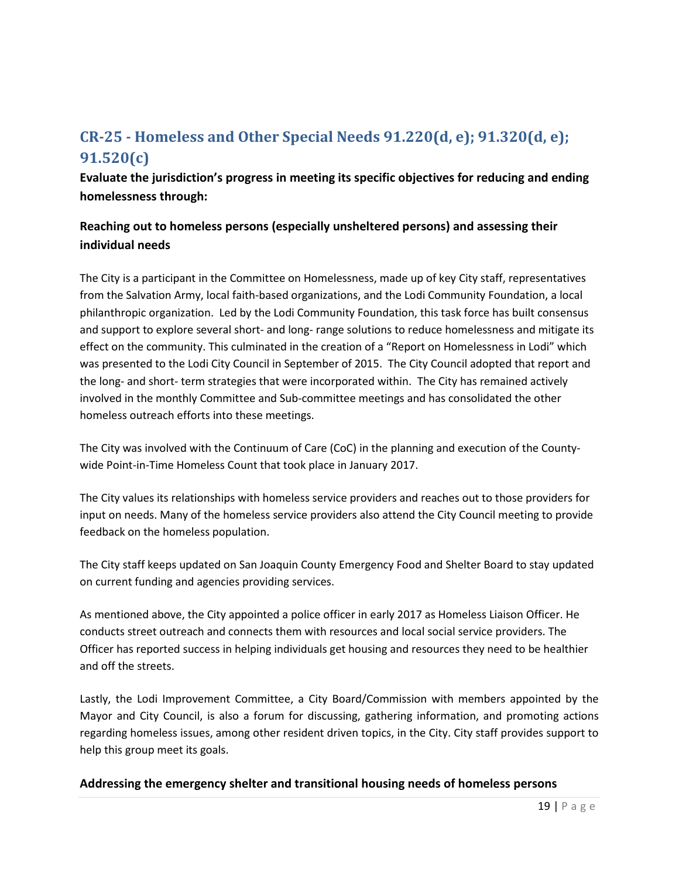## CR-25 - Homeless and Other Special Needs 91.220(d, e); 91.320(d, e); 91.520(c)

**Evaluate the jurisdiction's progress in meeting its specific objectives for reducing and ending homelessness through:**

**Reaching out to homeless persons (especially unsheltered persons) and assessing their individual needs**

The City is a participant in the Committee on Homelessness, made up of key City staff, representatives from the Salvation Army, local faith-based organizations, and the Lodi Community Foundation, a local philanthropic organization. Led by the Lodi Community Foundation, this task force has built consensus and support to explore several short- and long- range solutions to reduce homelessness and mitigate its effect on the community. This culminated in the creation of a "Report on Homelessness in Lodi" which was presented to the Lodi City Council in September of 2015. The City Council adopted that report and the long- and short- term strategies that were incorporated within. The City has remained actively involved in the monthly Committee and Sub-committee meetings and has consolidated the other homeless outreach efforts into these meetings.

The City was involved with the Continuum of Care (CoC) in the planning and execution of the County-wide Point-in-Time Homeless Count that took place in January 2017.

The City values its relationships with homeless service providers and reaches out to those providers for input on needs. Many of the homeless service providers also attend the City Council meeting to provide feedback on the homeless population.

The City staff keeps updated on San Joaquin County Emergency Food and Shelter Board to stay updated on current funding and agencies providing services.

As mentioned above, the City appointed a police officer in early 2017 as Homeless Liaison Officer. He conducts street outreach and connects them with resources and local social service providers. The Officer has reported success in helping individuals get housing and resources they need to be healthier and off the streets.

Lastly, the Lodi Improvement Committee, a City Board/Commission with members appointed by the Mayor and City Council, is also a forum for discussing, gathering information, and promoting actions regarding homeless issues, among other resident driven topics, in the City. City staff provides support to help this group meet its goals.

**Addressing the emergency shelter and transitional housing needs of homeless persons**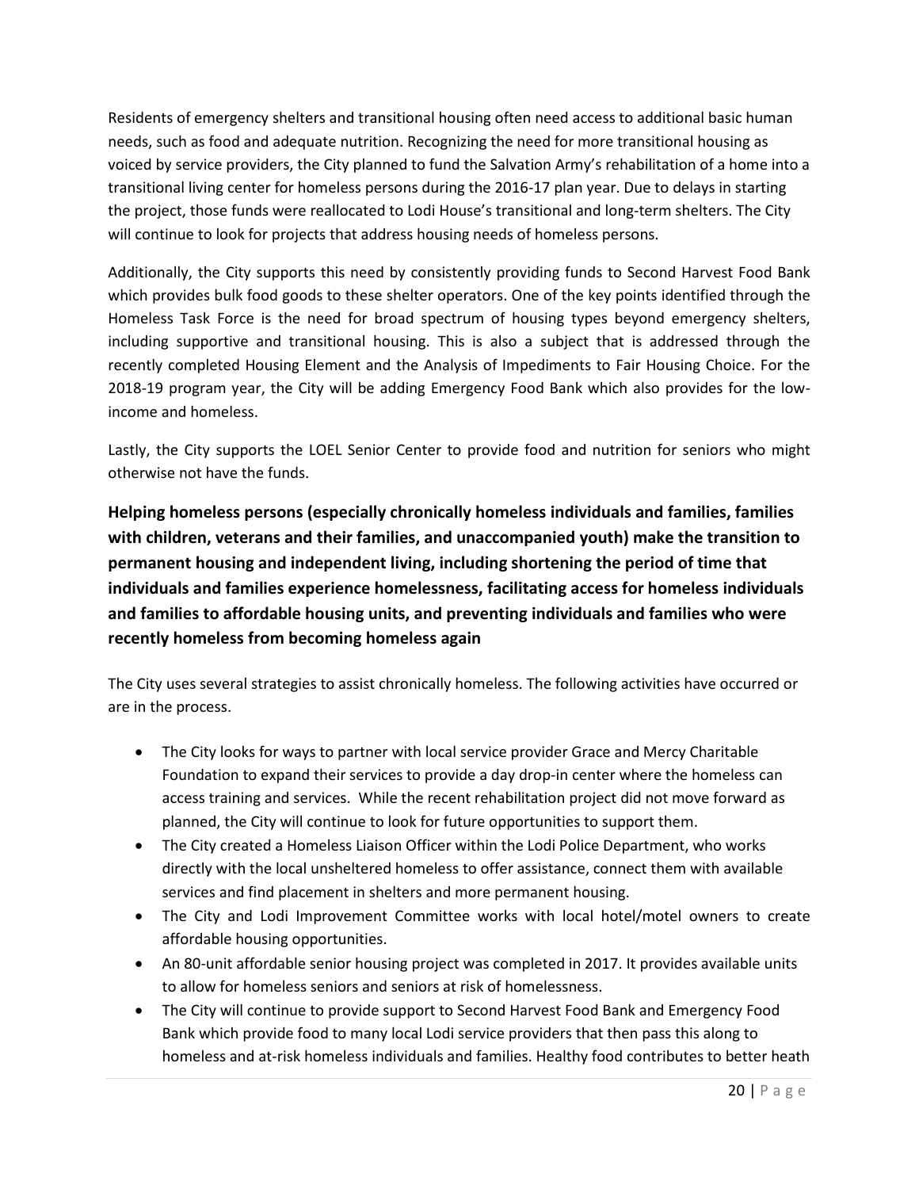Residents of emergency shelters and transitional housing often need access to additional basic human needs, such as food and adequate nutrition. Recognizing the need for more transitional housing as voiced by service providers, the City planned to fund the Salvation Army's rehabilitation of a home into a transitional living center for homeless persons during the 2016-17 plan year. Due to delays in starting the project, those funds were reallocated to Lodi House's transitional and long-term shelters. The City will continue to look for projects that address housing needs of homeless persons.

Additionally, the City supports this need by consistently providing funds to Second Harvest Food Bank which provides bulk food goods to these shelter operators. One of the key points identified through the Homeless Task Force is the need for broad spectrum of housing types beyond emergency shelters, including supportive and transitional housing. This is also a subject that is addressed through the recently completed Housing Element and the Analysis of Impediments to Fair Housing Choice. For the 2018-19 program year, the City will be adding Emergency Food Bank which also provides for the low-income and homeless.

Lastly, the City supports the LOEL Senior Center to provide food and nutrition for seniors who might otherwise not have the funds.

### Helping homeless persons (especially chronically homeless individuals and families, families with children, veterans and their families, and unaccompanied youth) make the transition to permanent housing and independent living, including shortening the period of time that individuals and families experience homelessness, facilitating access for homeless individuals and families to affordable housing units, and preventing individuals and families who were recently homeless from becoming homeless again

The City uses several strategies to assist chronically homeless. The following activities have occurred or are in the process.

- The City looks for ways to partner with local service provider Grace and Mercy Charitable Foundation to expand their services to provide a day drop-in center where the homeless can access training and services. While the recent rehabilitation project did not move forward as planned, the City will continue to look for future opportunities to support them.
- The City created a Homeless Liaison Officer within the Lodi Police Department, who works directly with the local unsheltered homeless to offer assistance, connect them with available services and find placement in shelters and more permanent housing.
- The City and Lodi Improvement Committee works with local hotel/motel owners to create affordable housing opportunities.
- An 80-unit affordable senior housing project was completed in 2017. It provides available units to allow for homeless seniors and seniors at risk of homelessness.
- The City will continue to provide support to Second Harvest Food Bank and Emergency Food Bank which provide food to many local Lodi service providers that then pass this along to homeless and at-risk homeless individuals and families. Healthy food contributes to better heath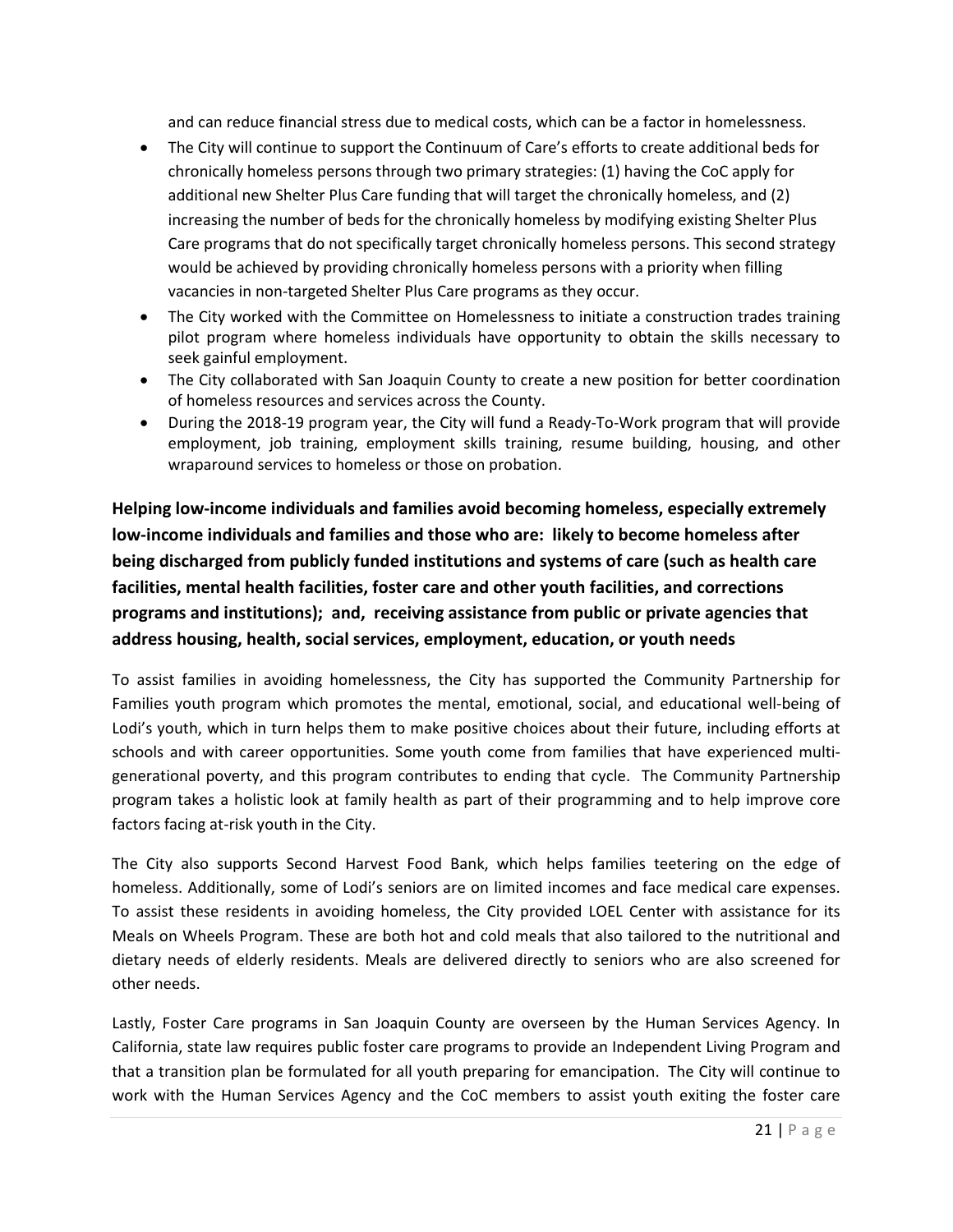and can reduce financial stress due to medical costs, which can be a factor in homelessness.

- The City will continue to support the Continuum of Care's efforts to create additional beds for chronically homeless persons through two primary strategies: (1) having the CoC apply for additional new Shelter Plus Care funding that will target the chronically homeless, and (2) increasing the number of beds for the chronically homeless by modifying existing Shelter Plus Care programs that do not specifically target chronically homeless persons. This second strategy would be achieved by providing chronically homeless persons with a priority when filling vacancies in non-targeted Shelter Plus Care programs as they occur.
- The City worked with the Committee on Homelessness to initiate a construction trades training pilot program where homeless individuals have opportunity to obtain the skills necessary to seek gainful employment.
- The City collaborated with San Joaquin County to create a new position for better coordination of homeless resources and services across the County.
- During the 2018-19 program year, the City will fund a Ready-To-Work program that will provide employment, job training, employment skills training, resume building, housing, and other wraparound services to homeless or those on probation.

**Helping low-income individuals and families avoid becoming homeless, especially extremely low-income individuals and families and those who are: likely to become homeless after being discharged from publicly funded institutions and systems of care (such as health care facilities, mental health facilities, foster care and other youth facilities, and corrections programs and institutions); and, receiving assistance from public or private agencies that address housing, health, social services, employment, education, or youth needs**

To assist families in avoiding homelessness, the City has supported the Community Partnership for Families youth program which promotes the mental, emotional, social, and educational well-being of Lodi's youth, which in turn helps them to make positive choices about their future, including efforts at schools and with career opportunities. Some youth come from families that have experienced multi-generational poverty, and this program contributes to ending that cycle. The Community Partnership program takes a holistic look at family health as part of their programming and to help improve core factors facing at-risk youth in the City.

The City also supports Second Harvest Food Bank, which helps families teetering on the edge of homeless. Additionally, some of Lodi's seniors are on limited incomes and face medical care expenses. To assist these residents in avoiding homeless, the City provided LOEL Center with assistance for its Meals on Wheels Program. These are both hot and cold meals that also tailored to the nutritional and dietary needs of elderly residents. Meals are delivered directly to seniors who are also screened for other needs.

Lastly, Foster Care programs in San Joaquin County are overseen by the Human Services Agency. In California, state law requires public foster care programs to provide an Independent Living Program and that a transition plan be formulated for all youth preparing for emancipation. The City will continue to work with the Human Services Agency and the CoC members to assist youth exiting the foster care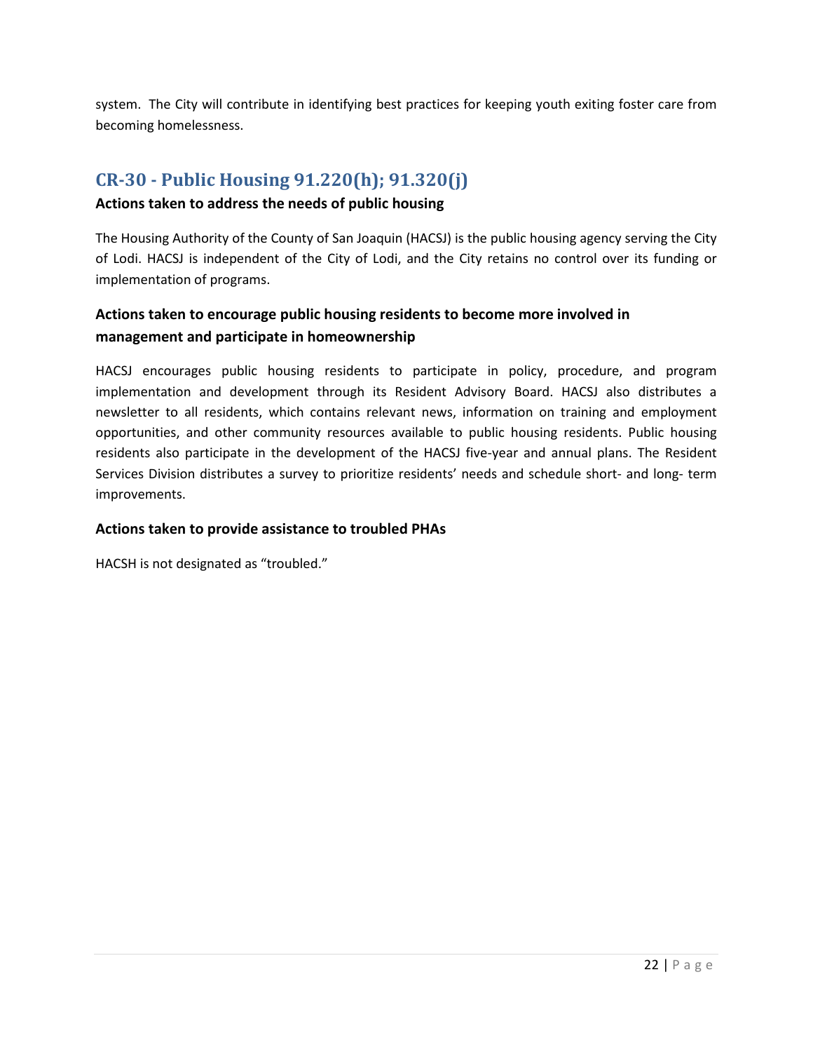system. The City will contribute in identifying best practices for keeping youth exiting foster care from becoming homelessness.

## CR-30 - Public Housing 91.220(h); 91.320(j)

### Actions taken to address the needs of public housing

The Housing Authority of the County of San Joaquin (HACSJ) is the public housing agency serving the City of Lodi. HACSJ is independent of the City of Lodi, and the City retains no control over its funding or implementation of programs.

### Actions taken to encourage public housing residents to become more involved in management and participate in homeownership

HACSJ encourages public housing residents to participate in policy, procedure, and program implementation and development through its Resident Advisory Board. HACSJ also distributes a newsletter to all residents, which contains relevant news, information on training and employment opportunities, and other community resources available to public housing residents. Public housing residents also participate in the development of the HACSJ five-year and annual plans. The Resident Services Division distributes a survey to prioritize residents' needs and schedule short- and long- term improvements.

### Actions taken to provide assistance to troubled PHAs

HACSH is not designated as "troubled."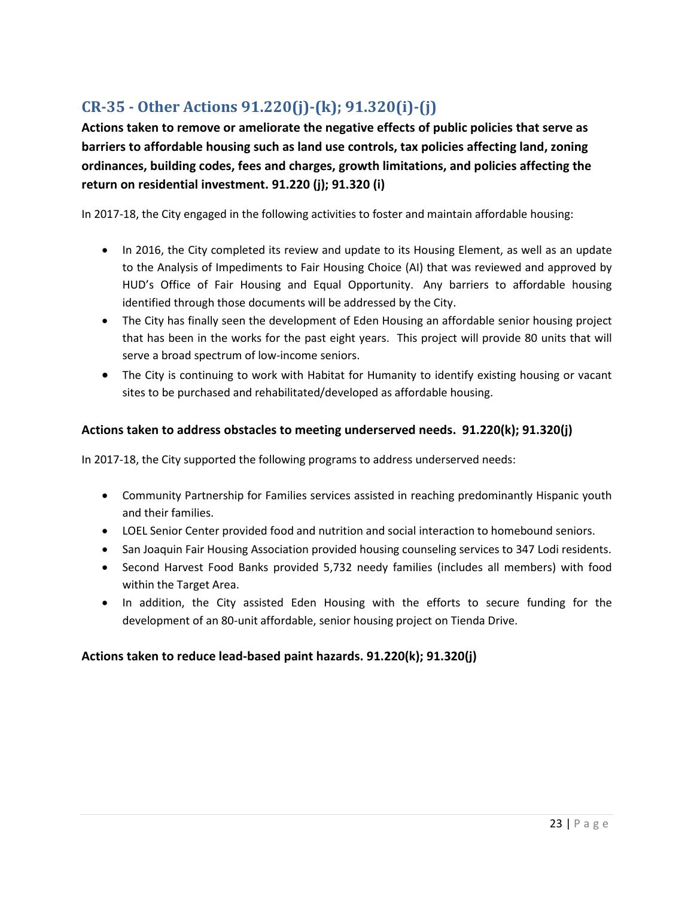## CR-35 - Other Actions 91.220(j)-(k); 91.320(i)-(j)

**Actions taken to remove or ameliorate the negative effects of public policies that serve as barriers to affordable housing such as land use controls, tax policies affecting land, zoning ordinances, building codes, fees and charges, growth limitations, and policies affecting the return on residential investment. 91.220 (j); 91.320 (i)**

In 2017-18, the City engaged in the following activities to foster and maintain affordable housing:

- In 2016, the City completed its review and update to its Housing Element, as well as an update to the Analysis of Impediments to Fair Housing Choice (AI) that was reviewed and approved by HUD's Office of Fair Housing and Equal Opportunity. Any barriers to affordable housing identified through those documents will be addressed by the City.
- The City has finally seen the development of Eden Housing an affordable senior housing project that has been in the works for the past eight years. This project will provide 80 units that will serve a broad spectrum of low-income seniors.
- The City is continuing to work with Habitat for Humanity to identify existing housing or vacant sites to be purchased and rehabilitated/developed as affordable housing.

**Actions taken to address obstacles to meeting underserved needs. 91.220(k); 91.320(j)**

In 2017-18, the City supported the following programs to address underserved needs:

- Community Partnership for Families services assisted in reaching predominantly Hispanic youth and their families.
- LOEL Senior Center provided food and nutrition and social interaction to homebound seniors.
- San Joaquin Fair Housing Association provided housing counseling services to 347 Lodi residents.
- Second Harvest Food Banks provided 5,732 needy families (includes all members) with food within the Target Area.
- In addition, the City assisted Eden Housing with the efforts to secure funding for the development of an 80-unit affordable, senior housing project on Tienda Drive.

**Actions taken to reduce lead-based paint hazards. 91.220(k); 91.320(j)**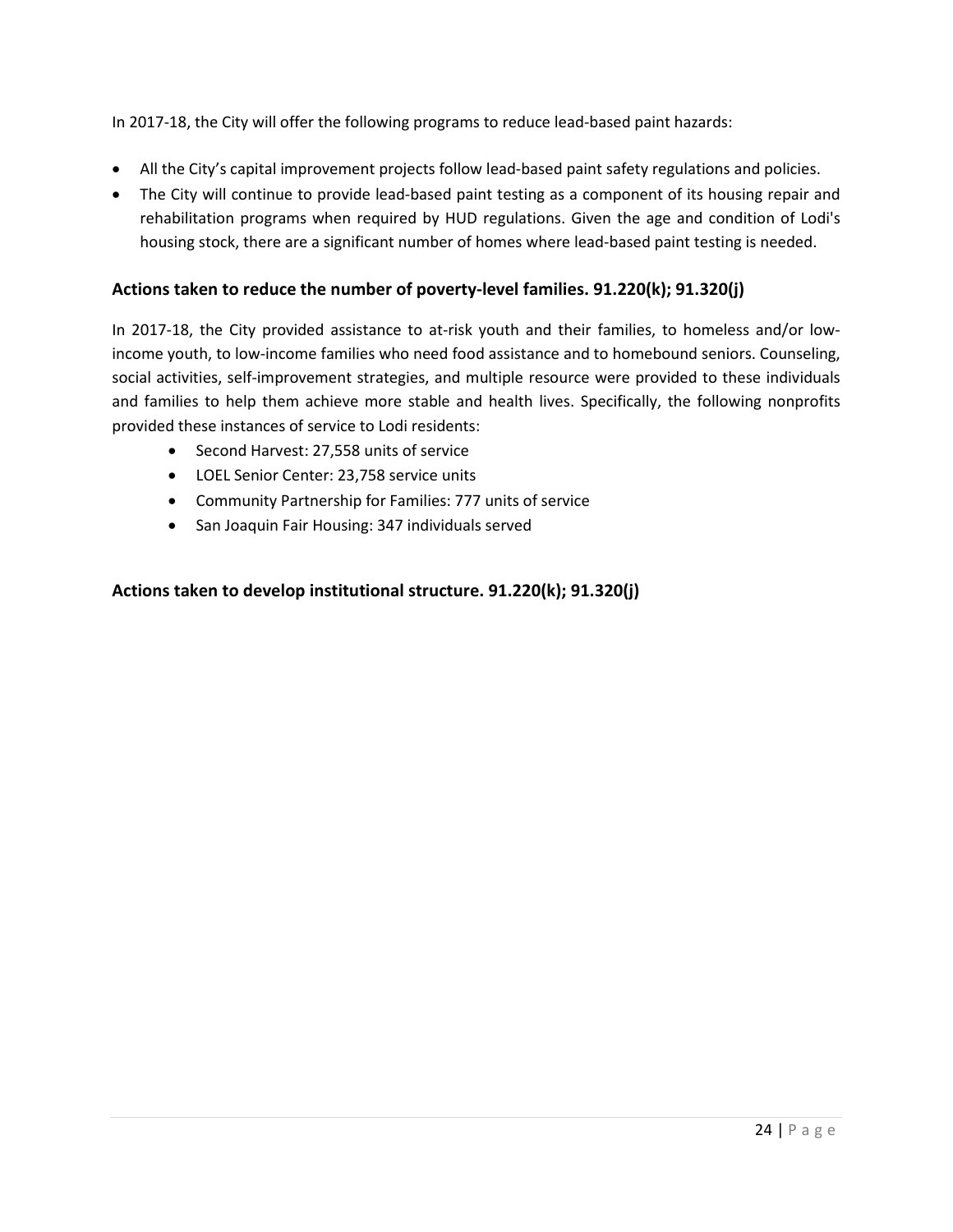In 2017-18, the City will offer the following programs to reduce lead-based paint hazards:

- All the City's capital improvement projects follow lead-based paint safety regulations and policies.
- The City will continue to provide lead-based paint testing as a component of its housing repair and rehabilitation programs when required by HUD regulations. Given the age and condition of Lodi's housing stock, there are a significant number of homes where lead-based paint testing is needed.

### Actions taken to reduce the number of poverty-level families. 91.220(k); 91.320(j)

In 2017-18, the City provided assistance to at-risk youth and their families, to homeless and/or low-income youth, to low-income families who need food assistance and to homebound seniors. Counseling, social activities, self-improvement strategies, and multiple resource were provided to these individuals and families to help them achieve more stable and health lives. Specifically, the following nonprofits provided these instances of service to Lodi residents:

- Second Harvest: 27,558 units of service
- LOEL Senior Center: 23,758 service units
- Community Partnership for Families: 777 units of service
- San Joaquin Fair Housing: 347 individuals served

### Actions taken to develop institutional structure. 91.220(k); 91.320(j)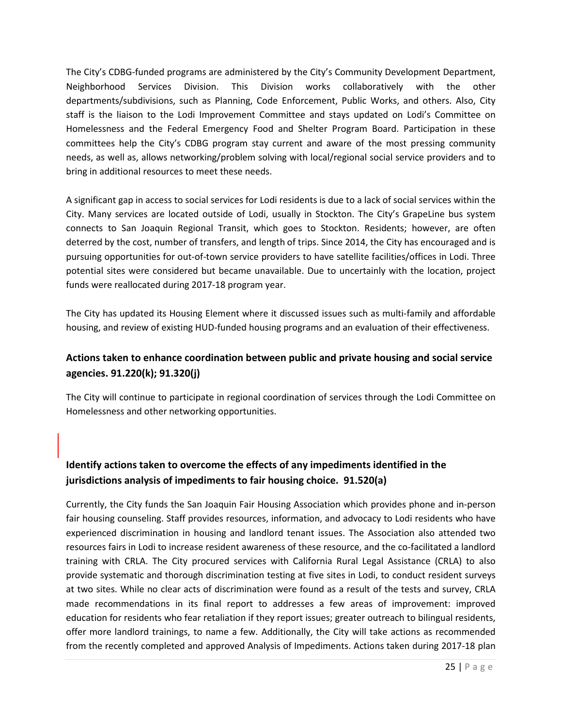The City's CDBG-funded programs are administered by the City's Community Development Department, Neighborhood Services Division. This Division works collaboratively with the other departments/subdivisions, such as Planning, Code Enforcement, Public Works, and others. Also, City staff is the liaison to the Lodi Improvement Committee and stays updated on Lodi's Committee on Homelessness and the Federal Emergency Food and Shelter Program Board. Participation in these committees help the City's CDBG program stay current and aware of the most pressing community needs, as well as, allows networking/problem solving with local/regional social service providers and to bring in additional resources to meet these needs.

A significant gap in access to social services for Lodi residents is due to a lack of social services within the City. Many services are located outside of Lodi, usually in Stockton. The City's GrapeLine bus system connects to San Joaquin Regional Transit, which goes to Stockton. Residents; however, are often deterred by the cost, number of transfers, and length of trips. Since 2014, the City has encouraged and is pursuing opportunities for out-of-town service providers to have satellite facilities/offices in Lodi. Three potential sites were considered but became unavailable. Due to uncertainly with the location, project funds were reallocated during 2017-18 program year.

The City has updated its Housing Element where it discussed issues such as multi-family and affordable housing, and review of existing HUD-funded housing programs and an evaluation of their effectiveness.

### Actions taken to enhance coordination between public and private housing and social service agencies. 91.220(k); 91.320(j)

The City will continue to participate in regional coordination of services through the Lodi Committee on Homelessness and other networking opportunities.

### Identify actions taken to overcome the effects of any impediments identified in the jurisdictions analysis of impediments to fair housing choice. 91.520(a)

Currently, the City funds the San Joaquin Fair Housing Association which provides phone and in-person fair housing counseling. Staff provides resources, information, and advocacy to Lodi residents who have experienced discrimination in housing and landlord tenant issues. The Association also attended two resources fairs in Lodi to increase resident awareness of these resource, and the co-facilitated a landlord training with CRLA. The City procured services with California Rural Legal Assistance (CRLA) to also provide systematic and thorough discrimination testing at five sites in Lodi, to conduct resident surveys at two sites. While no clear acts of discrimination were found as a result of the tests and survey, CRLA made recommendations in its final report to addresses a few areas of improvement: improved education for residents who fear retaliation if they report issues; greater outreach to bilingual residents, offer more landlord trainings, to name a few. Additionally, the City will take actions as recommended from the recently completed and approved Analysis of Impediments. Actions taken during 2017-18 plan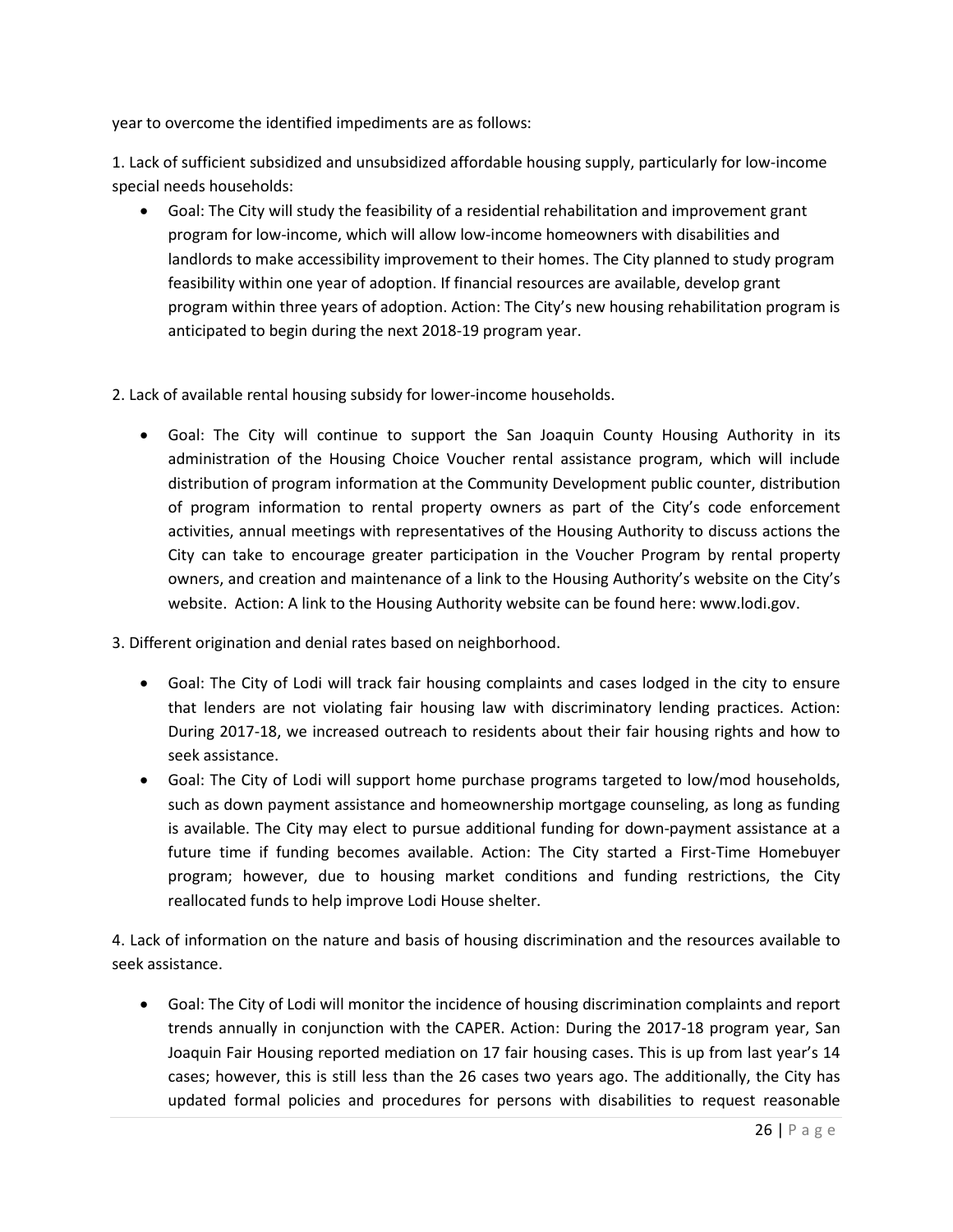year to overcome the identified impediments are as follows:

1. Lack of sufficient subsidized and unsubsidized affordable housing supply, particularly for low-income special needs households:

- Goal: The City will study the feasibility of a residential rehabilitation and improvement grant program for low-income, which will allow low-income homeowners with disabilities and landlords to make accessibility improvement to their homes. The City planned to study program feasibility within one year of adoption. If financial resources are available, develop grant program within three years of adoption. Action: The City's new housing rehabilitation program is anticipated to begin during the next 2018-19 program year.

2. Lack of available rental housing subsidy for lower-income households.

- Goal: The City will continue to support the San Joaquin County Housing Authority in its administration of the Housing Choice Voucher rental assistance program, which will include distribution of program information at the Community Development public counter, distribution of program information to rental property owners as part of the City's code enforcement activities, annual meetings with representatives of the Housing Authority to discuss actions the City can take to encourage greater participation in the Voucher Program by rental property owners, and creation and maintenance of a link to the Housing Authority's website on the City's website. Action: A link to the Housing Authority website can be found here: www.lodi.gov.

3. Different origination and denial rates based on neighborhood.

- Goal: The City of Lodi will track fair housing complaints and cases lodged in the city to ensure that lenders are not violating fair housing law with discriminatory lending practices. Action: During 2017-18, we increased outreach to residents about their fair housing rights and how to seek assistance.
- Goal: The City of Lodi will support home purchase programs targeted to low/mod households, such as down payment assistance and homeownership mortgage counseling, as long as funding is available. The City may elect to pursue additional funding for down-payment assistance at a future time if funding becomes available. Action: The City started a First-Time Homebuyer program; however, due to housing market conditions and funding restrictions, the City reallocated funds to help improve Lodi House shelter.

4. Lack of information on the nature and basis of housing discrimination and the resources available to seek assistance.

- Goal: The City of Lodi will monitor the incidence of housing discrimination complaints and report trends annually in conjunction with the CAPER. Action: During the 2017-18 program year, San Joaquin Fair Housing reported mediation on 17 fair housing cases. This is up from last year's 14 cases; however, this is still less than the 26 cases two years ago. The additionally, the City has updated formal policies and procedures for persons with disabilities to request reasonable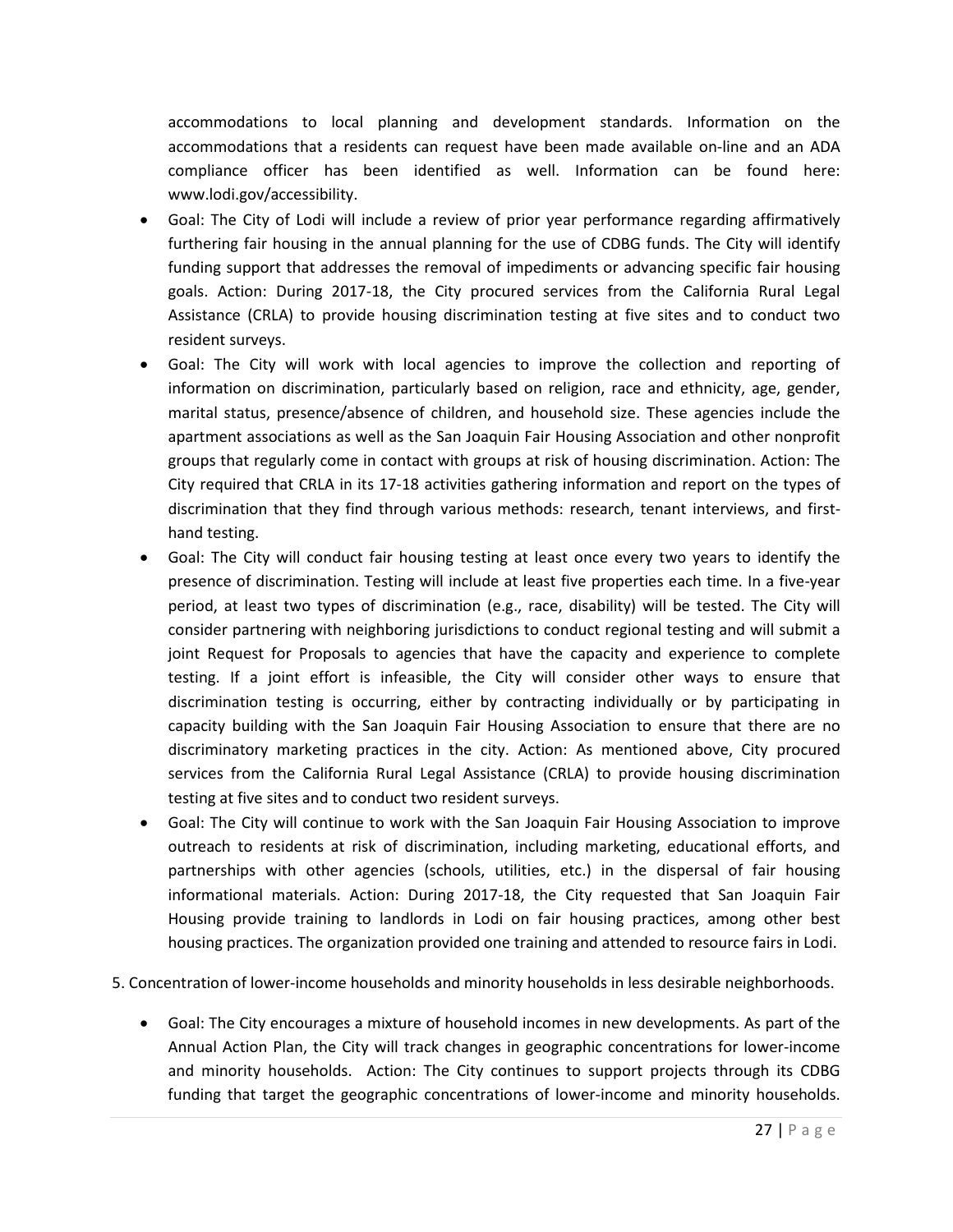accommodations to local planning and development standards. Information on the accommodations that a residents can request have been made available on-line and an ADA compliance officer has been identified as well. Information can be found here: www.lodi.gov/accessibility.

- Goal: The City of Lodi will include a review of prior year performance regarding affirmatively furthering fair housing in the annual planning for the use of CDBG funds. The City will identify funding support that addresses the removal of impediments or advancing specific fair housing goals. Action: During 2017-18, the City procured services from the California Rural Legal Assistance (CRLA) to provide housing discrimination testing at five sites and to conduct two resident surveys.
- Goal: The City will work with local agencies to improve the collection and reporting of information on discrimination, particularly based on religion, race and ethnicity, age, gender, marital status, presence/absence of children, and household size. These agencies include the apartment associations as well as the San Joaquin Fair Housing Association and other nonprofit groups that regularly come in contact with groups at risk of housing discrimination. Action: The City required that CRLA in its 17-18 activities gathering information and report on the types of discrimination that they find through various methods: research, tenant interviews, and first-hand testing.
- Goal: The City will conduct fair housing testing at least once every two years to identify the presence of discrimination. Testing will include at least five properties each time. In a five-year period, at least two types of discrimination (e.g., race, disability) will be tested. The City will consider partnering with neighboring jurisdictions to conduct regional testing and will submit a joint Request for Proposals to agencies that have the capacity and experience to complete testing. If a joint effort is infeasible, the City will consider other ways to ensure that discrimination testing is occurring, either by contracting individually or by participating in capacity building with the San Joaquin Fair Housing Association to ensure that there are no discriminatory marketing practices in the city. Action: As mentioned above, City procured services from the California Rural Legal Assistance (CRLA) to provide housing discrimination testing at five sites and to conduct two resident surveys.
- Goal: The City will continue to work with the San Joaquin Fair Housing Association to improve outreach to residents at risk of discrimination, including marketing, educational efforts, and partnerships with other agencies (schools, utilities, etc.) in the dispersal of fair housing informational materials. Action: During 2017-18, the City requested that San Joaquin Fair Housing provide training to landlords in Lodi on fair housing practices, among other best housing practices. The organization provided one training and attended to resource fairs in Lodi.

5. Concentration of lower-income households and minority households in less desirable neighborhoods.

- Goal: The City encourages a mixture of household incomes in new developments. As part of the Annual Action Plan, the City will track changes in geographic concentrations for lower-income and minority households. Action: The City continues to support projects through its CDBG funding that target the geographic concentrations of lower-income and minority households.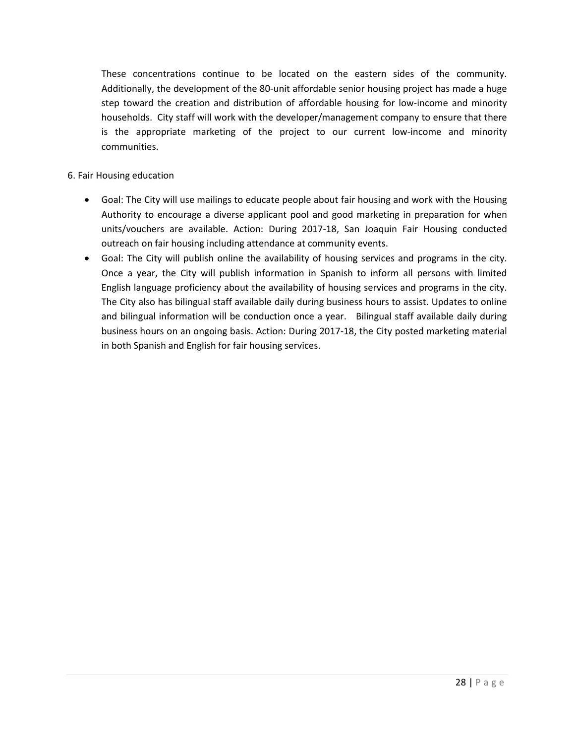These concentrations continue to be located on the eastern sides of the community. Additionally, the development of the 80-unit affordable senior housing project has made a huge step toward the creation and distribution of affordable housing for low-income and minority households. City staff will work with the developer/management company to ensure that there is the appropriate marketing of the project to our current low-income and minority communities.

6. Fair Housing education

- Goal: The City will use mailings to educate people about fair housing and work with the Housing Authority to encourage a diverse applicant pool and good marketing in preparation for when units/vouchers are available. Action: During 2017-18, San Joaquin Fair Housing conducted outreach on fair housing including attendance at community events.
- Goal: The City will publish online the availability of housing services and programs in the city. Once a year, the City will publish information in Spanish to inform all persons with limited English language proficiency about the availability of housing services and programs in the city. The City also has bilingual staff available daily during business hours to assist. Updates to online and bilingual information will be conduction once a year. Bilingual staff available daily during business hours on an ongoing basis. Action: During 2017-18, the City posted marketing material in both Spanish and English for fair housing services.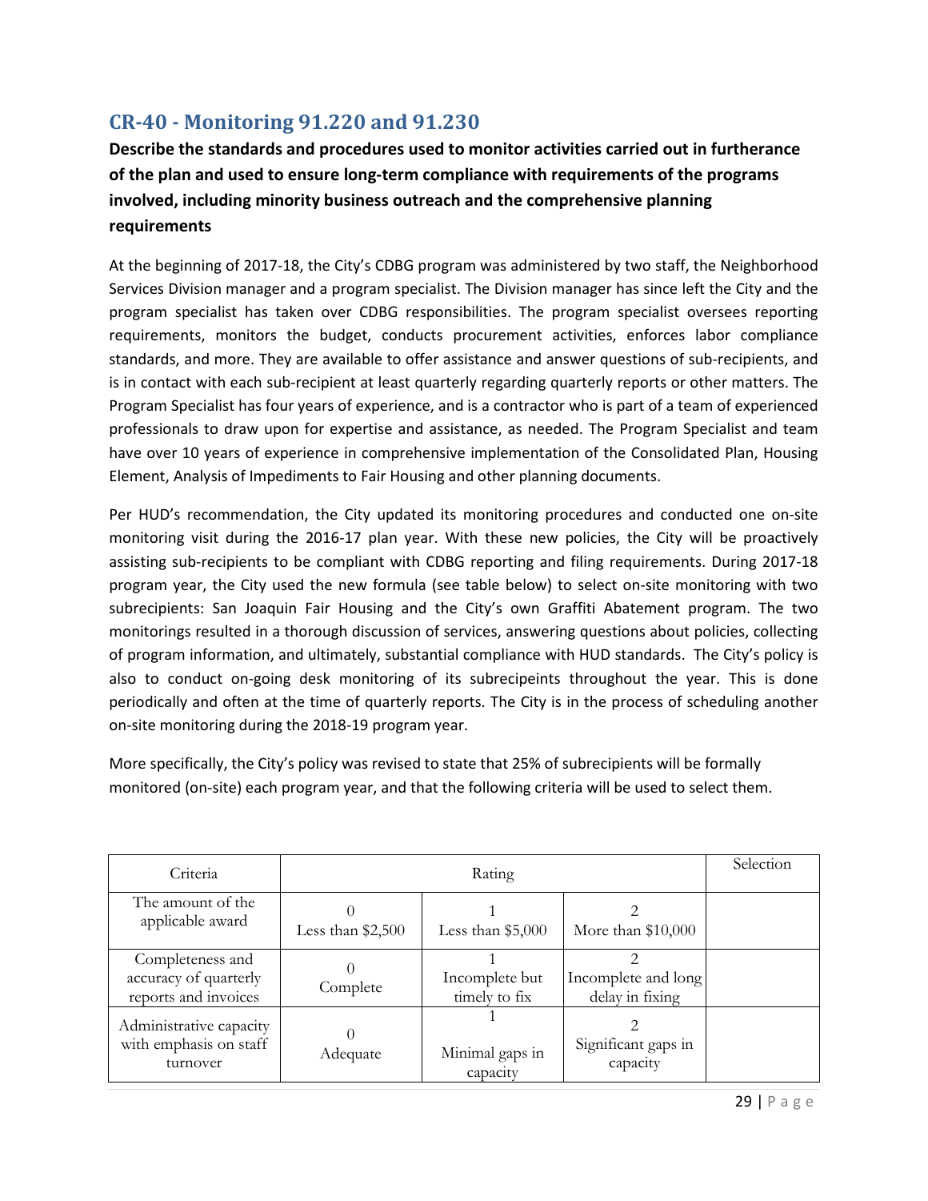## CR-40 - Monitoring 91.220 and 91.230

**Describe the standards and procedures used to monitor activities carried out in furtherance of the plan and used to ensure long-term compliance with requirements of the programs involved, including minority business outreach and the comprehensive planning requirements**

At the beginning of 2017-18, the City's CDBG program was administered by two staff, the Neighborhood Services Division manager and a program specialist. The Division manager has since left the City and the program specialist has taken over CDBG responsibilities. The program specialist oversees reporting requirements, monitors the budget, conducts procurement activities, enforces labor compliance standards, and more. They are available to offer assistance and answer questions of sub-recipients, and is in contact with each sub-recipient at least quarterly regarding quarterly reports or other matters. The Program Specialist has four years of experience, and is a contractor who is part of a team of experienced professionals to draw upon for expertise and assistance, as needed. The Program Specialist and team have over 10 years of experience in comprehensive implementation of the Consolidated Plan, Housing Element, Analysis of Impediments to Fair Housing and other planning documents.

Per HUD's recommendation, the City updated its monitoring procedures and conducted one on-site monitoring visit during the 2016-17 plan year. With these new policies, the City will be proactively assisting sub-recipients to be compliant with CDBG reporting and filing requirements. During 2017-18 program year, the City used the new formula (see table below) to select on-site monitoring with two subrecipients: San Joaquin Fair Housing and the City's own Graffiti Abatement program. The two monitorings resulted in a thorough discussion of services, answering questions about policies, collecting of program information, and ultimately, substantial compliance with HUD standards. The City's policy is also to conduct on-going desk monitoring of its subrecipeints throughout the year. This is done periodically and often at the time of quarterly reports. The City is in the process of scheduling another on-site monitoring during the 2018-19 program year.

More specifically, the City's policy was revised to state that 25% of subrecipients will be formally monitored (on-site) each program year, and that the following criteria will be used to select them.

| Criteria | Rating | | | Selection |
|---|---|---|---|---|
| The amount of the applicable award | 0<br>Less than $2,500 | 1<br>Less than $5,000 | 2<br>More than $10,000 | |
| Completeness and accuracy of quarterly reports and invoices | 0<br>Complete | 1<br>Incomplete but timely to fix | 2<br>Incomplete and long delay in fixing | |
| Administrative capacity with emphasis on staff turnover | 0<br>Adequate | 1<br>Minimal gaps in capacity | 2<br>Significant gaps in capacity | |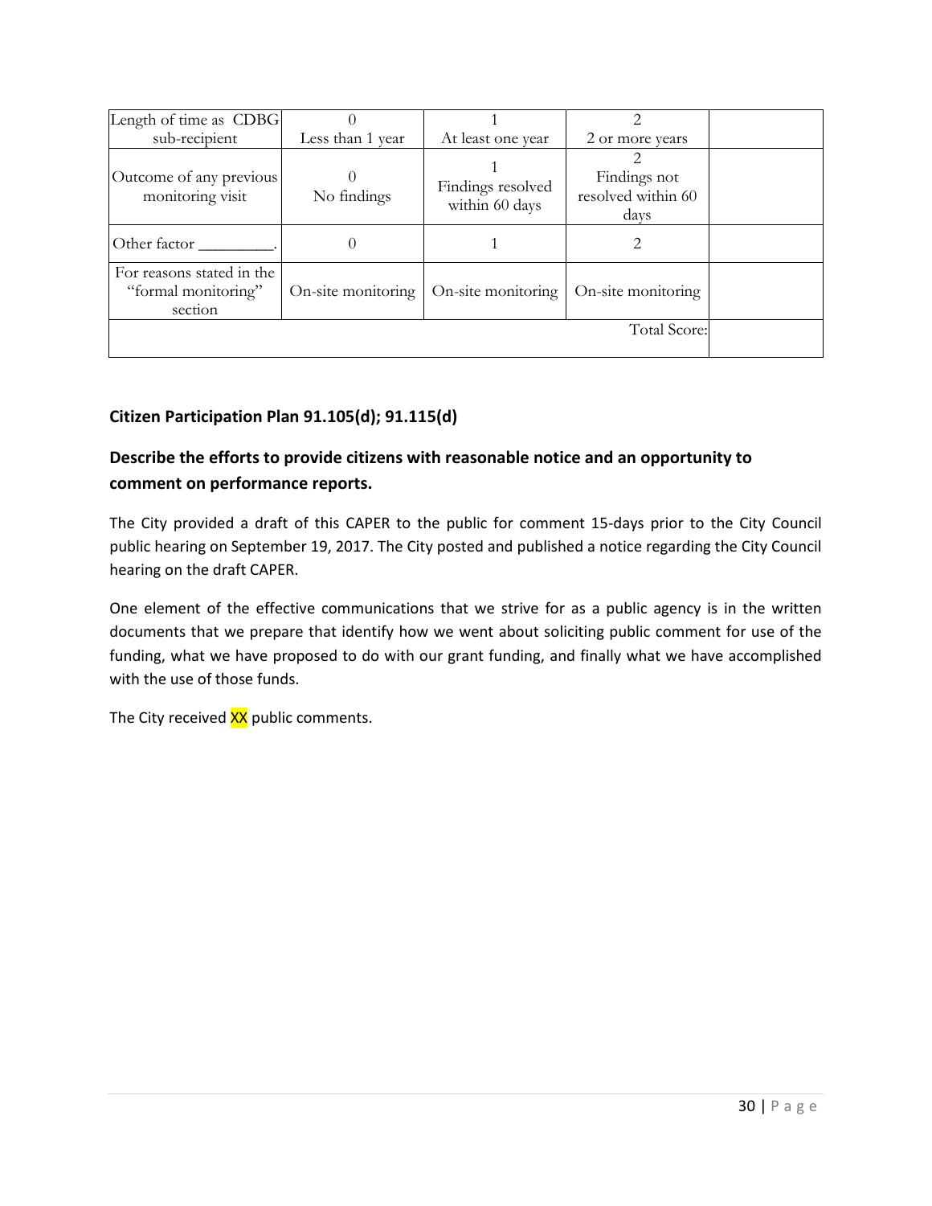| Length of time as CDBG sub-recipient | 0<br>Less than 1 year | 1<br>At least one year | 2<br>2 or more years | |
|---|---|---|---|---|
| Outcome of any previous monitoring visit | 0<br>No findings | 1<br>Findings resolved within 60 days | 2<br>Findings not resolved within 60 days | |
| Other factor _________. | 0 | 1 | 2 | |
| For reasons stated in the "formal monitoring" section | On-site monitoring | On-site monitoring | On-site monitoring | |
| | | | Total Score: | |

### Citizen Participation Plan 91.105(d); 91.115(d)

### Describe the efforts to provide citizens with reasonable notice and an opportunity to comment on performance reports.

The City provided a draft of this CAPER to the public for comment 15-days prior to the City Council public hearing on September 19, 2017. The City posted and published a notice regarding the City Council hearing on the draft CAPER.

One element of the effective communications that we strive for as a public agency is in the written documents that we prepare that identify how we went about soliciting public comment for use of the funding, what we have proposed to do with our grant funding, and finally what we have accomplished with the use of those funds.

The City received XX public comments.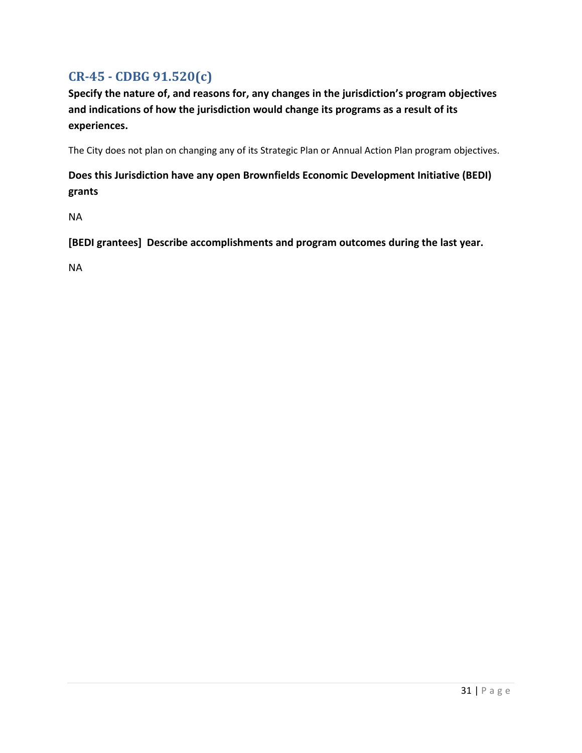## CR-45 - CDBG 91.520(c)

**Specify the nature of, and reasons for, any changes in the jurisdiction's program objectives and indications of how the jurisdiction would change its programs as a result of its experiences.**

The City does not plan on changing any of its Strategic Plan or Annual Action Plan program objectives.

**Does this Jurisdiction have any open Brownfields Economic Development Initiative (BEDI) grants**

NA

**[BEDI grantees] Describe accomplishments and program outcomes during the last year.**

NA